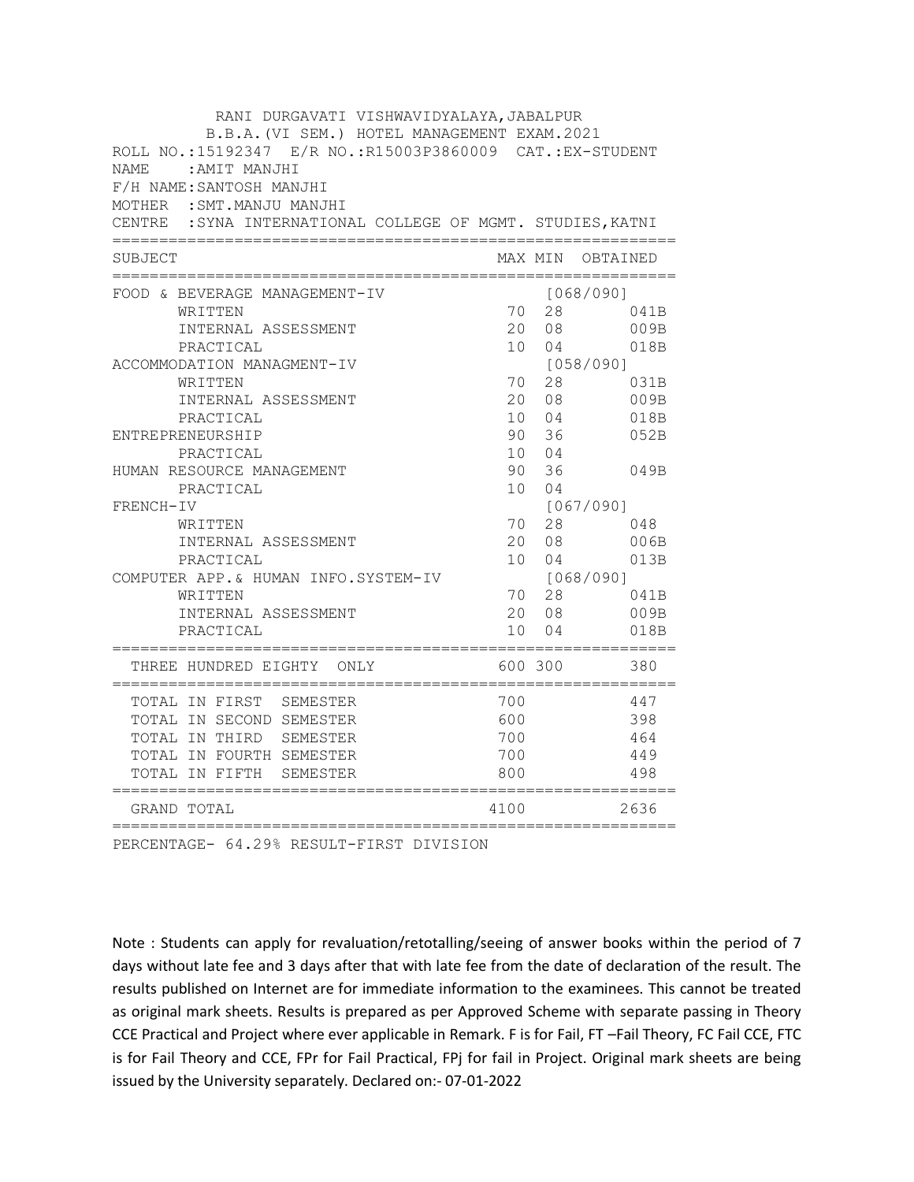RANI DURGAVATI VISHWAVIDYALAYA,JABALPUR

B.B.A.(VI SEM.) HOTEL MANAGEMENT EXAM.2021

ROLL NO.:15192347 E/R NO.:R15003P3860009 CAT.:EX-STUDENT
NAME : AMIT MANJHI
F/H NAME:SANTOSH MANJHI
MOTHER : SMT.MANJU MANJHI
CENTRE : SYNA INTERNATIONAL COLLEGE OF MGMT. STUDIES,KATNI

| SUBJECT | MAX | MIN | OBTAINED |
|---|---|---|---|
| FOOD & BEVERAGE MANAGEMENT-IV | | | [068/090] |
| WRITTEN | 70 | 28 | 041B |
| INTERNAL ASSESSMENT | 20 | 08 | 009B |
| PRACTICAL | 10 | 04 | 018B |
| ACCOMMODATION MANAGMENT-IV | | | [058/090] |
| WRITTEN | 70 | 28 | 031B |
| INTERNAL ASSESSMENT | 20 | 08 | 009B |
| PRACTICAL | 10 | 04 | 018B |
| ENTREPRENEURSHIP | 90 | 36 | 052B |
| PRACTICAL | 10 | 04 | |
| HUMAN RESOURCE MANAGEMENT | 90 | 36 | 049B |
| PRACTICAL | 10 | 04 | |
| FRENCH-IV | | | [067/090] |
| WRITTEN | 70 | 28 | 048 |
| INTERNAL ASSESSMENT | 20 | 08 | 006B |
| PRACTICAL | 10 | 04 | 013B |
| COMPUTER APP.& HUMAN INFO.SYSTEM-IV | | | [068/090] |
| WRITTEN | 70 | 28 | 041B |
| INTERNAL ASSESSMENT | 20 | 08 | 009B |
| PRACTICAL | 10 | 04 | 018B |
| THREE HUNDRED EIGHTY ONLY | 600 | 300 | 380 |
| TOTAL IN FIRST SEMESTER | 700 | | 447 |
| TOTAL IN SECOND SEMESTER | 600 | | 398 |
| TOTAL IN THIRD SEMESTER | 700 | | 464 |
| TOTAL IN FOURTH SEMESTER | 700 | | 449 |
| TOTAL IN FIFTH SEMESTER | 800 | | 498 |
| GRAND TOTAL | 4100 | | 2636 |

PERCENTAGE- 64.29% RESULT-FIRST DIVISION

Note : Students can apply for revaluation/retotalling/seeing of answer books within the period of 7 days without late fee and 3 days after that with late fee from the date of declaration of the result. The results published on Internet are for immediate information to the examinees. This cannot be treated as original mark sheets. Results is prepared as per Approved Scheme with separate passing in Theory CCE Practical and Project where ever applicable in Remark. F is for Fail, FT –Fail Theory, FC Fail CCE, FTC is for Fail Theory and CCE, FPr for Fail Practical, FPj for fail in Project. Original mark sheets are being issued by the University separately. Declared on:- 07-01-2022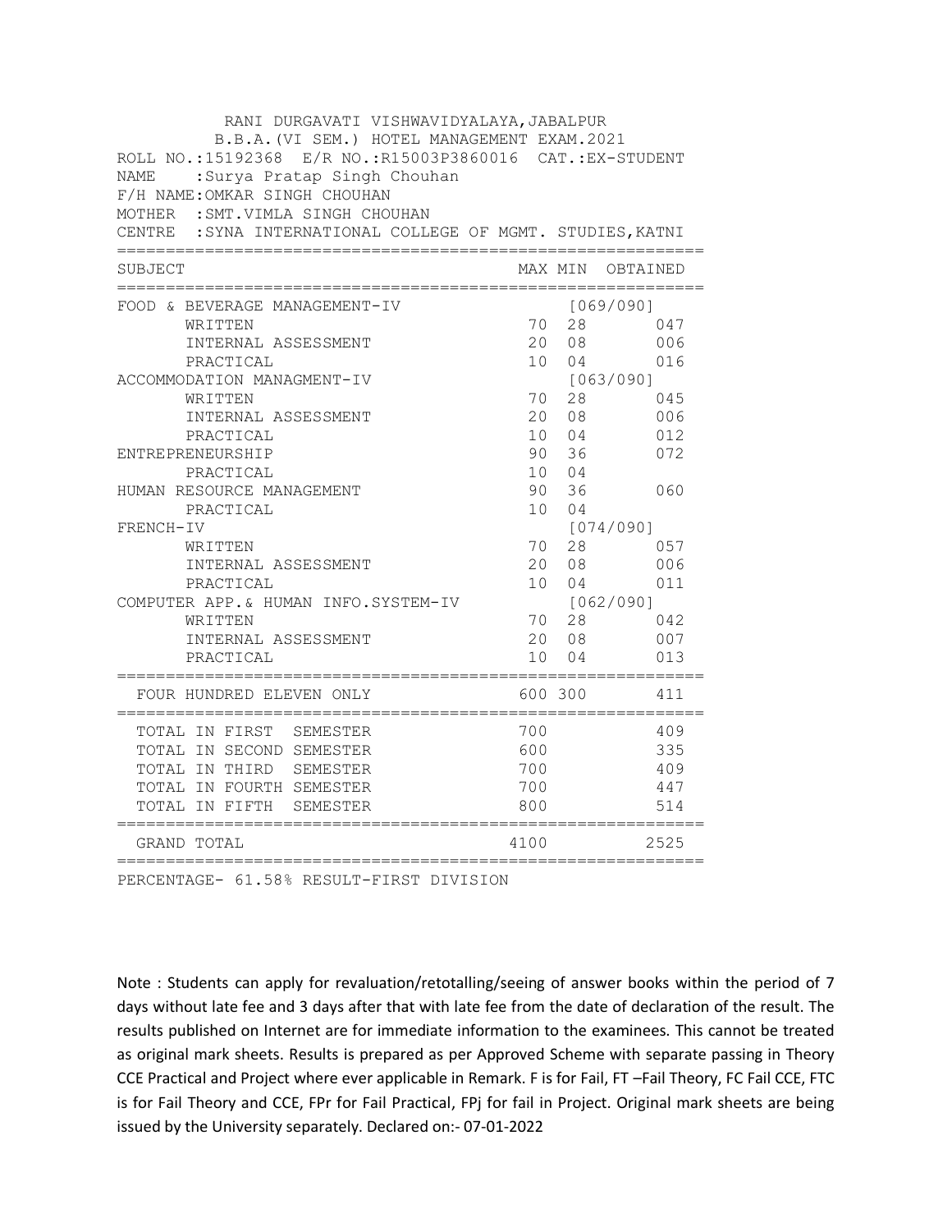RANI DURGAVATI VISHWAVIDYALAYA,JABALPUR

B.B.A.(VI SEM.) HOTEL MANAGEMENT EXAM.2021

ROLL NO.:15192368 E/R NO.:R15003P3860016 CAT.:EX-STUDENT

NAME :Surya Pratap Singh Chouhan

F/H NAME:OMKAR SINGH CHOUHAN

MOTHER :SMT.VIMLA SINGH CHOUHAN

CENTRE :SYNA INTERNATIONAL COLLEGE OF MGMT. STUDIES,KATNI

| SUBJECT | MAX | MIN | OBTAINED |
|---|---|---|---|
| FOOD & BEVERAGE MANAGEMENT-IV | | [069/090] | |
| WRITTEN | 70 | 28 | 047 |
| INTERNAL ASSESSMENT | 20 | 08 | 006 |
| PRACTICAL | 10 | 04 | 016 |
| ACCOMMODATION MANAGMENT-IV | | [063/090] | |
| WRITTEN | 70 | 28 | 045 |
| INTERNAL ASSESSMENT | 20 | 08 | 006 |
| PRACTICAL | 10 | 04 | 012 |
| ENTREPRENEURSHIP | 90 | 36 | 072 |
| PRACTICAL | 10 | 04 | |
| HUMAN RESOURCE MANAGEMENT | 90 | 36 | 060 |
| PRACTICAL | 10 | 04 | |
| FRENCH-IV | | [074/090] | |
| WRITTEN | 70 | 28 | 057 |
| INTERNAL ASSESSMENT | 20 | 08 | 006 |
| PRACTICAL | 10 | 04 | 011 |
| COMPUTER APP.& HUMAN INFO.SYSTEM-IV | | [062/090] | |
| WRITTEN | 70 | 28 | 042 |
| INTERNAL ASSESSMENT | 20 | 08 | 007 |
| PRACTICAL | 10 | 04 | 013 |
| FOUR HUNDRED ELEVEN ONLY | 600 | 300 | 411 |
| TOTAL IN FIRST SEMESTER | 700 | | 409 |
| TOTAL IN SECOND SEMESTER | 600 | | 335 |
| TOTAL IN THIRD SEMESTER | 700 | | 409 |
| TOTAL IN FOURTH SEMESTER | 700 | | 447 |
| TOTAL IN FIFTH SEMESTER | 800 | | 514 |
| GRAND TOTAL | 4100 | | 2525 |

PERCENTAGE- 61.58% RESULT-FIRST DIVISION

Note : Students can apply for revaluation/retotalling/seeing of answer books within the period of 7 days without late fee and 3 days after that with late fee from the date of declaration of the result. The results published on Internet are for immediate information to the examinees. This cannot be treated as original mark sheets. Results is prepared as per Approved Scheme with separate passing in Theory CCE Practical and Project where ever applicable in Remark. F is for Fail, FT –Fail Theory, FC Fail CCE, FTC is for Fail Theory and CCE, FPr for Fail Practical, FPj for fail in Project. Original mark sheets are being issued by the University separately. Declared on:- 07-01-2022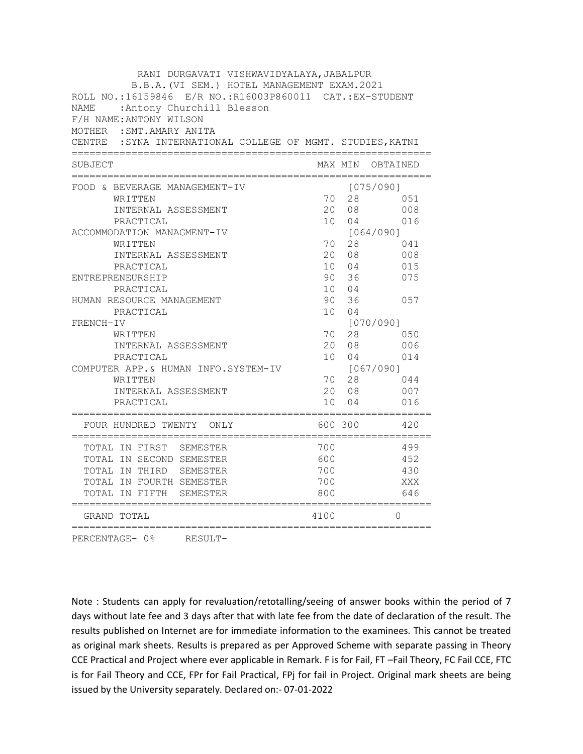RANI DURGAVATI VISHWAVIDYALAYA,JABALPUR

B.B.A.(VI SEM.) HOTEL MANAGEMENT EXAM.2021

ROLL NO.:16159846 E/R NO.:R16003P860011 CAT.:EX-STUDENT

NAME :Antony Churchill Blesson

F/H NAME:ANTONY WILSON

MOTHER :SMT.AMARY ANITA

CENTRE :SYNA INTERNATIONAL COLLEGE OF MGMT. STUDIES,KATNI

| SUBJECT | MAX | MIN | OBTAINED |
|---|---|---|---|
| FOOD & BEVERAGE MANAGEMENT-IV | | [075/090] | |
| WRITTEN | 70 | 28 | 051 |
| INTERNAL ASSESSMENT | 20 | 08 | 008 |
| PRACTICAL | 10 | 04 | 016 |
| ACCOMMODATION MANAGMENT-IV | | [064/090] | |
| WRITTEN | 70 | 28 | 041 |
| INTERNAL ASSESSMENT | 20 | 08 | 008 |
| PRACTICAL | 10 | 04 | 015 |
| ENTREPRENEURSHIP | 90 | 36 | 075 |
| PRACTICAL | 10 | 04 | |
| HUMAN RESOURCE MANAGEMENT | 90 | 36 | 057 |
| PRACTICAL | 10 | 04 | |
| FRENCH-IV | | [070/090] | |
| WRITTEN | 70 | 28 | 050 |
| INTERNAL ASSESSMENT | 20 | 08 | 006 |
| PRACTICAL | 10 | 04 | 014 |
| COMPUTER APP.& HUMAN INFO.SYSTEM-IV | | [067/090] | |
| WRITTEN | 70 | 28 | 044 |
| INTERNAL ASSESSMENT | 20 | 08 | 007 |
| PRACTICAL | 10 | 04 | 016 |
| FOUR HUNDRED TWENTY ONLY | 600 | 300 | 420 |
| TOTAL IN FIRST SEMESTER | 700 | | 499 |
| TOTAL IN SECOND SEMESTER | 600 | | 452 |
| TOTAL IN THIRD SEMESTER | 700 | | 430 |
| TOTAL IN FOURTH SEMESTER | 700 | | XXX |
| TOTAL IN FIFTH SEMESTER | 800 | | 646 |
| GRAND TOTAL | 4100 | | 0 |

PERCENTAGE- 0% RESULT-

Note : Students can apply for revaluation/retotalling/seeing of answer books within the period of 7 days without late fee and 3 days after that with late fee from the date of declaration of the result. The results published on Internet are for immediate information to the examinees. This cannot be treated as original mark sheets. Results is prepared as per Approved Scheme with separate passing in Theory CCE Practical and Project where ever applicable in Remark. F is for Fail, FT –Fail Theory, FC Fail CCE, FTC is for Fail Theory and CCE, FPr for Fail Practical, FPj for fail in Project. Original mark sheets are being issued by the University separately. Declared on:- 07-01-2022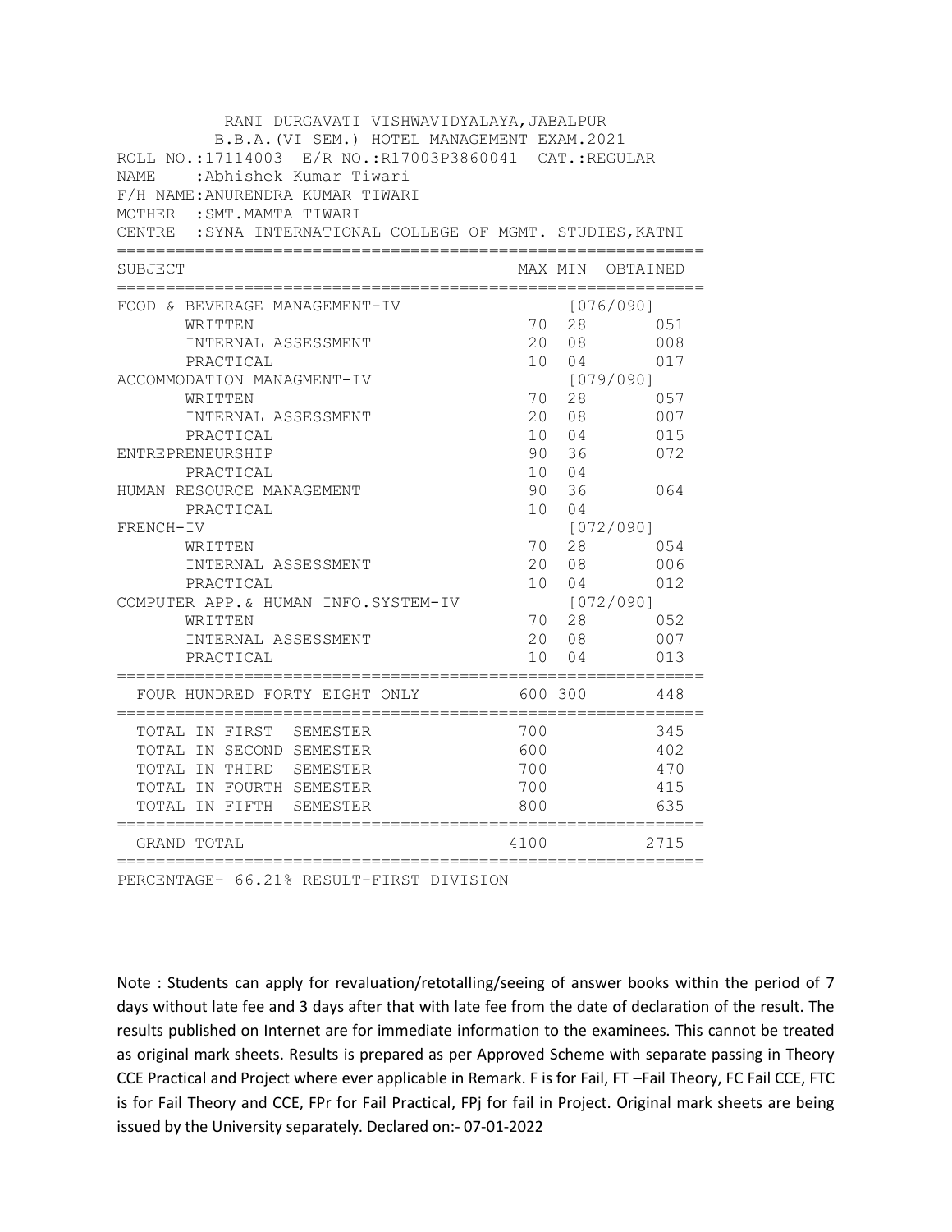RANI DURGAVATI VISHWAVIDYALAYA,JABALPUR

B.B.A.(VI SEM.) HOTEL MANAGEMENT EXAM.2021

ROLL NO.:17114003 E/R NO.:R17003P3860041 CAT.:REGULAR

NAME :Abhishek Kumar Tiwari

F/H NAME:ANURENDRA KUMAR TIWARI

MOTHER :SMT.MAMTA TIWARI

CENTRE :SYNA INTERNATIONAL COLLEGE OF MGMT. STUDIES,KATNI

| SUBJECT | MAX | MIN | OBTAINED |
|---|---|---|---|
| FOOD & BEVERAGE MANAGEMENT-IV | | | [076/090] |
| WRITTEN | 70 | 28 | 051 |
| INTERNAL ASSESSMENT | 20 | 08 | 008 |
| PRACTICAL | 10 | 04 | 017 |
| ACCOMMODATION MANAGMENT-IV | | | [079/090] |
| WRITTEN | 70 | 28 | 057 |
| INTERNAL ASSESSMENT | 20 | 08 | 007 |
| PRACTICAL | 10 | 04 | 015 |
| ENTREPRENEURSHIP | 90 | 36 | 072 |
| PRACTICAL | 10 | 04 | |
| HUMAN RESOURCE MANAGEMENT | 90 | 36 | 064 |
| PRACTICAL | 10 | 04 | |
| FRENCH-IV | | | [072/090] |
| WRITTEN | 70 | 28 | 054 |
| INTERNAL ASSESSMENT | 20 | 08 | 006 |
| PRACTICAL | 10 | 04 | 012 |
| COMPUTER APP.& HUMAN INFO.SYSTEM-IV | | | [072/090] |
| WRITTEN | 70 | 28 | 052 |
| INTERNAL ASSESSMENT | 20 | 08 | 007 |
| PRACTICAL | 10 | 04 | 013 |
| FOUR HUNDRED FORTY EIGHT ONLY | 600 | 300 | 448 |
| TOTAL IN FIRST SEMESTER | 700 | | 345 |
| TOTAL IN SECOND SEMESTER | 600 | | 402 |
| TOTAL IN THIRD SEMESTER | 700 | | 470 |
| TOTAL IN FOURTH SEMESTER | 700 | | 415 |
| TOTAL IN FIFTH SEMESTER | 800 | | 635 |
| GRAND TOTAL | 4100 | | 2715 |

PERCENTAGE- 66.21% RESULT-FIRST DIVISION

Note : Students can apply for revaluation/retotalling/seeing of answer books within the period of 7 days without late fee and 3 days after that with late fee from the date of declaration of the result. The results published on Internet are for immediate information to the examinees. This cannot be treated as original mark sheets. Results is prepared as per Approved Scheme with separate passing in Theory CCE Practical and Project where ever applicable in Remark. F is for Fail, FT –Fail Theory, FC Fail CCE, FTC is for Fail Theory and CCE, FPr for Fail Practical, FPj for fail in Project. Original mark sheets are being issued by the University separately. Declared on:- 07-01-2022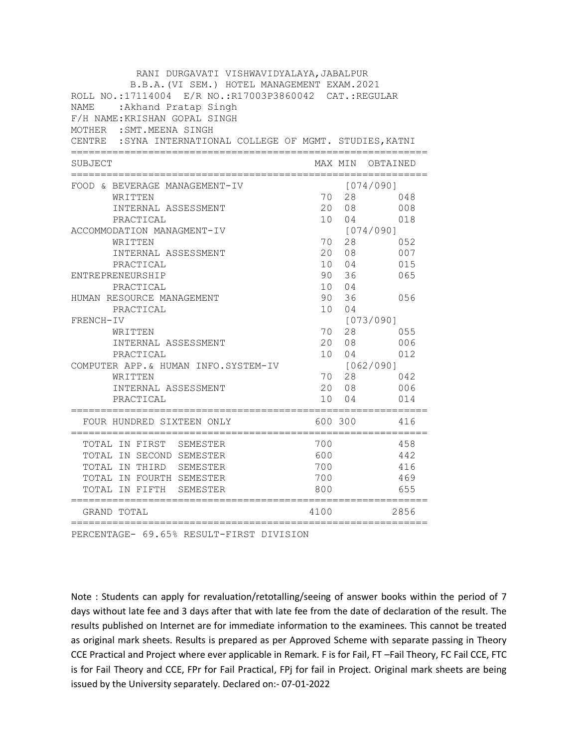RANI DURGAVATI VISHWAVIDYALAYA,JABALPUR
B.B.A.(VI SEM.) HOTEL MANAGEMENT EXAM.2021

ROLL NO.:17114004 E/R NO.:R17003P3860042 CAT.:REGULAR
NAME :Akhand Pratap Singh
F/H NAME:KRISHAN GOPAL SINGH
MOTHER :SMT.MEENA SINGH
CENTRE :SYNA INTERNATIONAL COLLEGE OF MGMT. STUDIES,KATNI

| SUBJECT | MAX | MIN | OBTAINED |
|---|---|---|---|
| FOOD & BEVERAGE MANAGEMENT-IV | | [074/090] | |
| WRITTEN | 70 | 28 | 048 |
| INTERNAL ASSESSMENT | 20 | 08 | 008 |
| PRACTICAL | 10 | 04 | 018 |
| ACCOMMODATION MANAGMENT-IV | | [074/090] | |
| WRITTEN | 70 | 28 | 052 |
| INTERNAL ASSESSMENT | 20 | 08 | 007 |
| PRACTICAL | 10 | 04 | 015 |
| ENTREPRENEURSHIP | 90 | 36 | 065 |
| PRACTICAL | 10 | 04 | |
| HUMAN RESOURCE MANAGEMENT | 90 | 36 | 056 |
| PRACTICAL | 10 | 04 | |
| FRENCH-IV | | [073/090] | |
| WRITTEN | 70 | 28 | 055 |
| INTERNAL ASSESSMENT | 20 | 08 | 006 |
| PRACTICAL | 10 | 04 | 012 |
| COMPUTER APP.& HUMAN INFO.SYSTEM-IV | | [062/090] | |
| WRITTEN | 70 | 28 | 042 |
| INTERNAL ASSESSMENT | 20 | 08 | 006 |
| PRACTICAL | 10 | 04 | 014 |
| FOUR HUNDRED SIXTEEN ONLY | 600 | 300 | 416 |
| TOTAL IN FIRST SEMESTER | 700 | | 458 |
| TOTAL IN SECOND SEMESTER | 600 | | 442 |
| TOTAL IN THIRD SEMESTER | 700 | | 416 |
| TOTAL IN FOURTH SEMESTER | 700 | | 469 |
| TOTAL IN FIFTH SEMESTER | 800 | | 655 |
| GRAND TOTAL | 4100 | | 2856 |

PERCENTAGE- 69.65% RESULT-FIRST DIVISION

Note : Students can apply for revaluation/retotalling/seeing of answer books within the period of 7 days without late fee and 3 days after that with late fee from the date of declaration of the result. The results published on Internet are for immediate information to the examinees. This cannot be treated as original mark sheets. Results is prepared as per Approved Scheme with separate passing in Theory CCE Practical and Project where ever applicable in Remark. F is for Fail, FT –Fail Theory, FC Fail CCE, FTC is for Fail Theory and CCE, FPr for Fail Practical, FPj for fail in Project. Original mark sheets are being issued by the University separately. Declared on:- 07-01-2022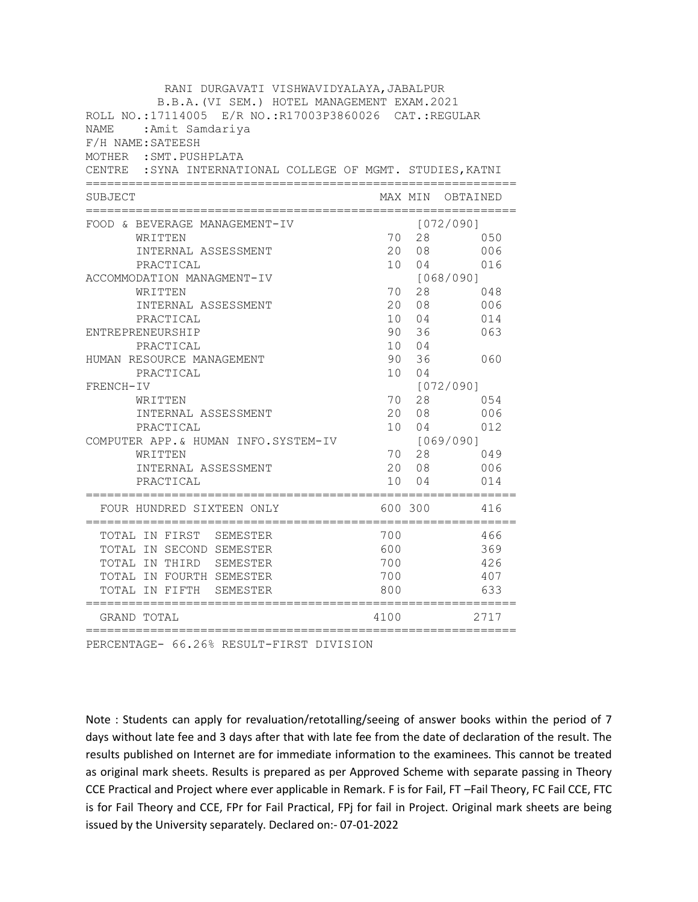RANI DURGAVATI VISHWAVIDYALAYA,JABALPUR

B.B.A.(VI SEM.) HOTEL MANAGEMENT EXAM.2021

ROLL NO.:17114005 E/R NO.:R17003P3860026 CAT.:REGULAR

NAME :Amit Samdariya

F/H NAME:SATEESH

MOTHER :SMT.PUSHPLATA

CENTRE :SYNA INTERNATIONAL COLLEGE OF MGMT. STUDIES,KATNI

| SUBJECT | MAX | MIN | OBTAINED |
|---|---|---|---|
| FOOD & BEVERAGE MANAGEMENT-IV | | [072/090] | |
| WRITTEN | 70 | 28 | 050 |
| INTERNAL ASSESSMENT | 20 | 08 | 006 |
| PRACTICAL | 10 | 04 | 016 |
| ACCOMMODATION MANAGMENT-IV | | [068/090] | |
| WRITTEN | 70 | 28 | 048 |
| INTERNAL ASSESSMENT | 20 | 08 | 006 |
| PRACTICAL | 10 | 04 | 014 |
| ENTREPRENEURSHIP | 90 | 36 | 063 |
| PRACTICAL | 10 | 04 | |
| HUMAN RESOURCE MANAGEMENT | 90 | 36 | 060 |
| PRACTICAL | 10 | 04 | |
| FRENCH-IV | | [072/090] | |
| WRITTEN | 70 | 28 | 054 |
| INTERNAL ASSESSMENT | 20 | 08 | 006 |
| PRACTICAL | 10 | 04 | 012 |
| COMPUTER APP.& HUMAN INFO.SYSTEM-IV | | [069/090] | |
| WRITTEN | 70 | 28 | 049 |
| INTERNAL ASSESSMENT | 20 | 08 | 006 |
| PRACTICAL | 10 | 04 | 014 |
| FOUR HUNDRED SIXTEEN ONLY | 600 | 300 | 416 |
| TOTAL IN FIRST SEMESTER | 700 | | 466 |
| TOTAL IN SECOND SEMESTER | 600 | | 369 |
| TOTAL IN THIRD SEMESTER | 700 | | 426 |
| TOTAL IN FOURTH SEMESTER | 700 | | 407 |
| TOTAL IN FIFTH SEMESTER | 800 | | 633 |
| GRAND TOTAL | 4100 | | 2717 |

PERCENTAGE- 66.26% RESULT-FIRST DIVISION

Note : Students can apply for revaluation/retotalling/seeing of answer books within the period of 7 days without late fee and 3 days after that with late fee from the date of declaration of the result. The results published on Internet are for immediate information to the examinees. This cannot be treated as original mark sheets. Results is prepared as per Approved Scheme with separate passing in Theory CCE Practical and Project where ever applicable in Remark. F is for Fail, FT –Fail Theory, FC Fail CCE, FTC is for Fail Theory and CCE, FPr for Fail Practical, FPj for fail in Project. Original mark sheets are being issued by the University separately. Declared on:- 07-01-2022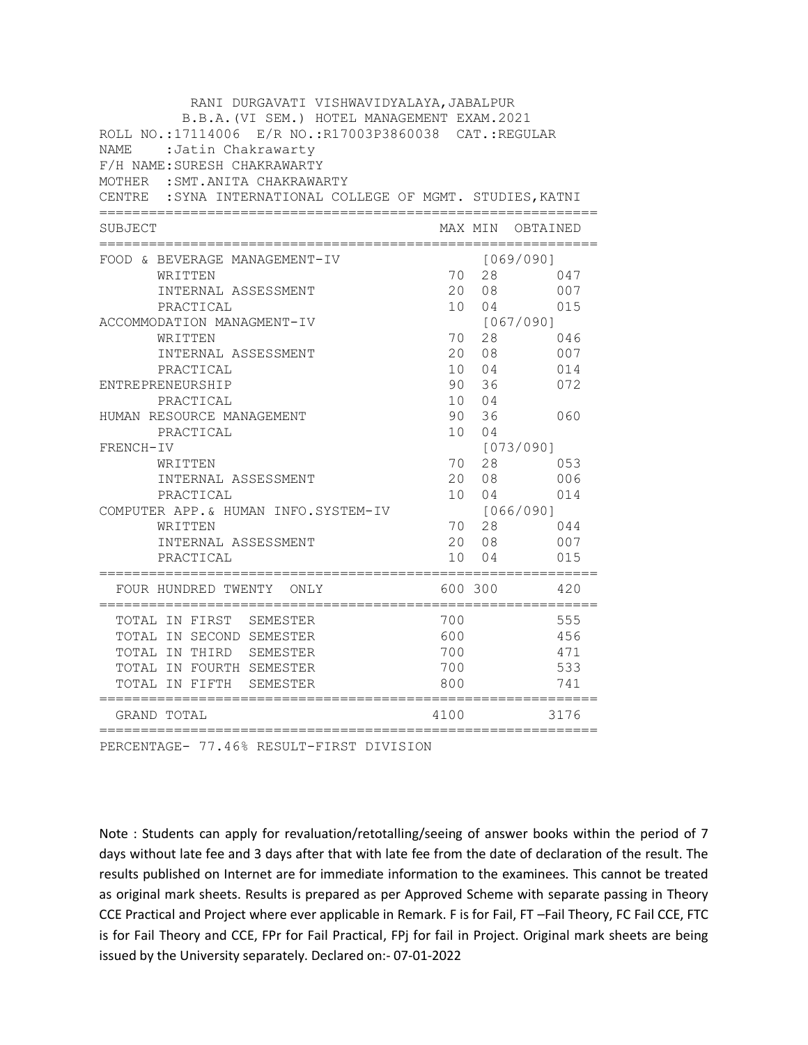RANI DURGAVATI VISHWAVIDYALAYA,JABALPUR

B.B.A.(VI SEM.) HOTEL MANAGEMENT EXAM.2021

ROLL NO.:17114006 E/R NO.:R17003P3860038 CAT.:REGULAR

NAME :Jatin Chakrawarty

F/H NAME:SURESH CHAKRAWARTY

MOTHER :SMT.ANITA CHAKRAWARTY

CENTRE :SYNA INTERNATIONAL COLLEGE OF MGMT. STUDIES,KATNI

| SUBJECT | MAX | MIN | OBTAINED |
|---|---|---|---|
| FOOD & BEVERAGE MANAGEMENT-IV | | [069/090] | |
| WRITTEN | 70 | 28 | 047 |
| INTERNAL ASSESSMENT | 20 | 08 | 007 |
| PRACTICAL | 10 | 04 | 015 |
| ACCOMMODATION MANAGMENT-IV | | [067/090] | |
| WRITTEN | 70 | 28 | 046 |
| INTERNAL ASSESSMENT | 20 | 08 | 007 |
| PRACTICAL | 10 | 04 | 014 |
| ENTREPRENEURSHIP | 90 | 36 | 072 |
| PRACTICAL | 10 | 04 | |
| HUMAN RESOURCE MANAGEMENT | 90 | 36 | 060 |
| PRACTICAL | 10 | 04 | |
| FRENCH-IV | | [073/090] | |
| WRITTEN | 70 | 28 | 053 |
| INTERNAL ASSESSMENT | 20 | 08 | 006 |
| PRACTICAL | 10 | 04 | 014 |
| COMPUTER APP.& HUMAN INFO.SYSTEM-IV | | [066/090] | |
| WRITTEN | 70 | 28 | 044 |
| INTERNAL ASSESSMENT | 20 | 08 | 007 |
| PRACTICAL | 10 | 04 | 015 |
| FOUR HUNDRED TWENTY ONLY | 600 | 300 | 420 |
| TOTAL IN FIRST SEMESTER | 700 | | 555 |
| TOTAL IN SECOND SEMESTER | 600 | | 456 |
| TOTAL IN THIRD SEMESTER | 700 | | 471 |
| TOTAL IN FOURTH SEMESTER | 700 | | 533 |
| TOTAL IN FIFTH SEMESTER | 800 | | 741 |
| GRAND TOTAL | 4100 | | 3176 |

PERCENTAGE- 77.46% RESULT-FIRST DIVISION

Note : Students can apply for revaluation/retotalling/seeing of answer books within the period of 7 days without late fee and 3 days after that with late fee from the date of declaration of the result. The results published on Internet are for immediate information to the examinees. This cannot be treated as original mark sheets. Results is prepared as per Approved Scheme with separate passing in Theory CCE Practical and Project where ever applicable in Remark. F is for Fail, FT –Fail Theory, FC Fail CCE, FTC is for Fail Theory and CCE, FPr for Fail Practical, FPj for fail in Project. Original mark sheets are being issued by the University separately. Declared on:- 07-01-2022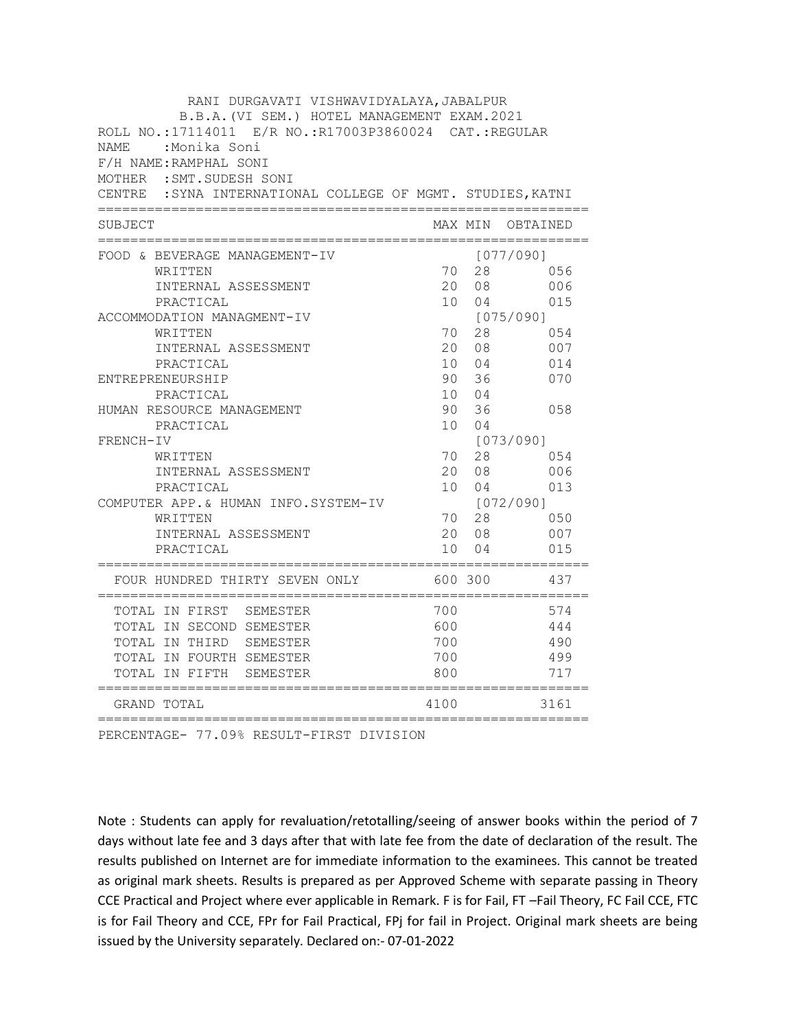RANI DURGAVATI VISHWAVIDYALAYA,JABALPUR

B.B.A.(VI SEM.) HOTEL MANAGEMENT EXAM.2021

ROLL NO.:17114011 E/R NO.:R17003P3860024 CAT.:REGULAR

NAME :Monika Soni

F/H NAME:RAMPHAL SONI

MOTHER :SMT.SUDESH SONI

CENTRE :SYNA INTERNATIONAL COLLEGE OF MGMT. STUDIES,KATNI

| SUBJECT | MAX | MIN | OBTAINED |
|---|---|---|---|
| FOOD & BEVERAGE MANAGEMENT-IV | | | [077/090] |
| WRITTEN | 70 | 28 | 056 |
| INTERNAL ASSESSMENT | 20 | 08 | 006 |
| PRACTICAL | 10 | 04 | 015 |
| ACCOMMODATION MANAGMENT-IV | | | [075/090] |
| WRITTEN | 70 | 28 | 054 |
| INTERNAL ASSESSMENT | 20 | 08 | 007 |
| PRACTICAL | 10 | 04 | 014 |
| ENTREPRENEURSHIP | 90 | 36 | 070 |
| PRACTICAL | 10 | 04 | |
| HUMAN RESOURCE MANAGEMENT | 90 | 36 | 058 |
| PRACTICAL | 10 | 04 | |
| FRENCH-IV | | | [073/090] |
| WRITTEN | 70 | 28 | 054 |
| INTERNAL ASSESSMENT | 20 | 08 | 006 |
| PRACTICAL | 10 | 04 | 013 |
| COMPUTER APP.& HUMAN INFO.SYSTEM-IV | | | [072/090] |
| WRITTEN | 70 | 28 | 050 |
| INTERNAL ASSESSMENT | 20 | 08 | 007 |
| PRACTICAL | 10 | 04 | 015 |
| FOUR HUNDRED THIRTY SEVEN ONLY | 600 | 300 | 437 |
| TOTAL IN FIRST SEMESTER | 700 | | 574 |
| TOTAL IN SECOND SEMESTER | 600 | | 444 |
| TOTAL IN THIRD SEMESTER | 700 | | 490 |
| TOTAL IN FOURTH SEMESTER | 700 | | 499 |
| TOTAL IN FIFTH SEMESTER | 800 | | 717 |
| GRAND TOTAL | 4100 | | 3161 |

PERCENTAGE- 77.09% RESULT-FIRST DIVISION

Note : Students can apply for revaluation/retotalling/seeing of answer books within the period of 7 days without late fee and 3 days after that with late fee from the date of declaration of the result. The results published on Internet are for immediate information to the examinees. This cannot be treated as original mark sheets. Results is prepared as per Approved Scheme with separate passing in Theory CCE Practical and Project where ever applicable in Remark. F is for Fail, FT –Fail Theory, FC Fail CCE, FTC is for Fail Theory and CCE, FPr for Fail Practical, FPj for fail in Project. Original mark sheets are being issued by the University separately. Declared on:- 07-01-2022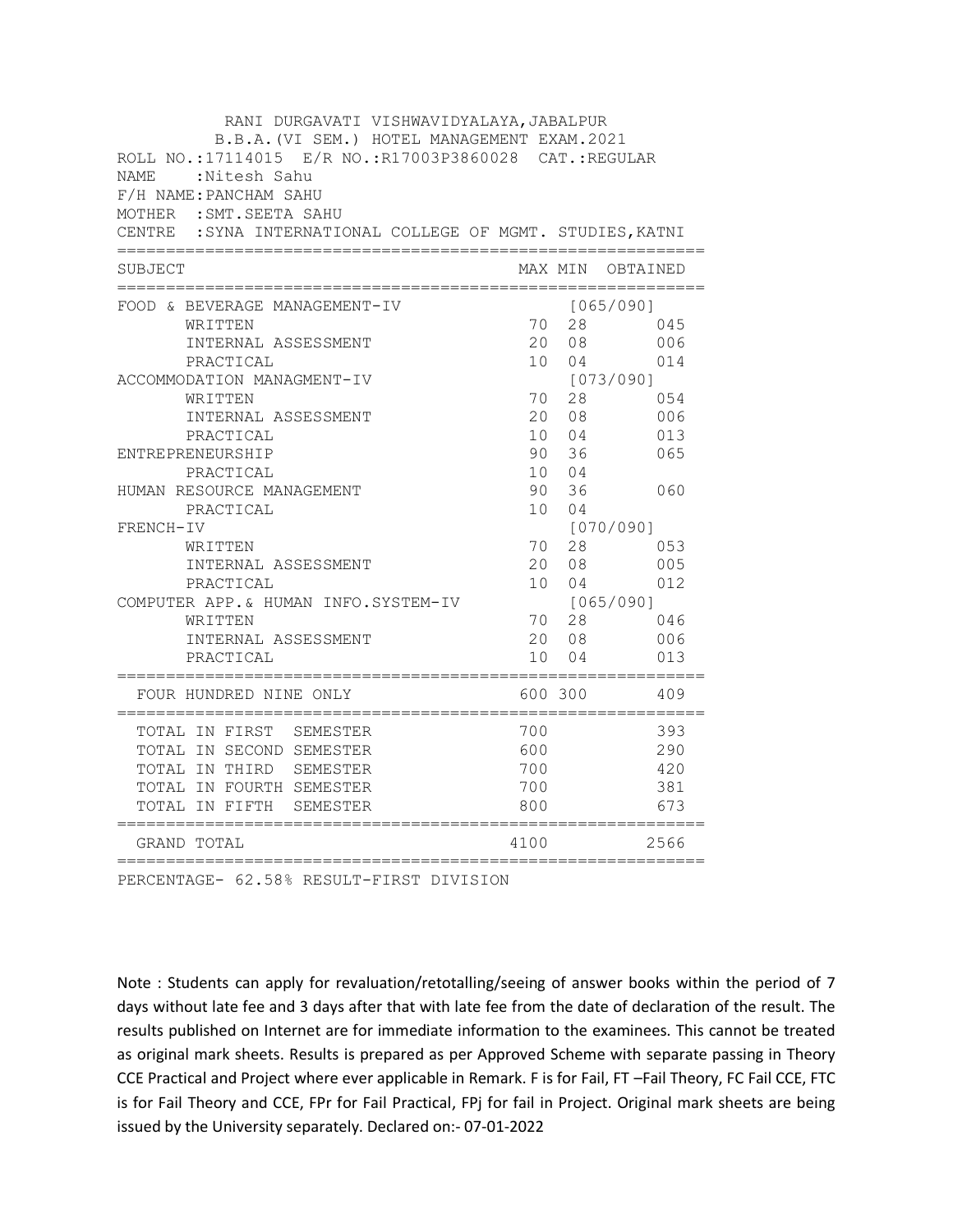RANI DURGAVATI VISHWAVIDYALAYA,JABALPUR

B.B.A.(VI SEM.) HOTEL MANAGEMENT EXAM.2021

ROLL NO.:17114015 E/R NO.:R17003P3860028 CAT.:REGULAR

NAME :Nitesh Sahu

F/H NAME:PANCHAM SAHU

MOTHER :SMT.SEETA SAHU

CENTRE :SYNA INTERNATIONAL COLLEGE OF MGMT. STUDIES,KATNI

| SUBJECT | MAX | MIN | OBTAINED |
|---|---|---|---|
| FOOD & BEVERAGE MANAGEMENT-IV | | | [065/090] |
| WRITTEN | 70 | 28 | 045 |
| INTERNAL ASSESSMENT | 20 | 08 | 006 |
| PRACTICAL | 10 | 04 | 014 |
| ACCOMMODATION MANAGMENT-IV | | | [073/090] |
| WRITTEN | 70 | 28 | 054 |
| INTERNAL ASSESSMENT | 20 | 08 | 006 |
| PRACTICAL | 10 | 04 | 013 |
| ENTREPRENEURSHIP | 90 | 36 | 065 |
| PRACTICAL | 10 | 04 | |
| HUMAN RESOURCE MANAGEMENT | 90 | 36 | 060 |
| PRACTICAL | 10 | 04 | |
| FRENCH-IV | | | [070/090] |
| WRITTEN | 70 | 28 | 053 |
| INTERNAL ASSESSMENT | 20 | 08 | 005 |
| PRACTICAL | 10 | 04 | 012 |
| COMPUTER APP.& HUMAN INFO.SYSTEM-IV | | | [065/090] |
| WRITTEN | 70 | 28 | 046 |
| INTERNAL ASSESSMENT | 20 | 08 | 006 |
| PRACTICAL | 10 | 04 | 013 |
| FOUR HUNDRED NINE ONLY | 600 | 300 | 409 |
| TOTAL IN FIRST SEMESTER | 700 | | 393 |
| TOTAL IN SECOND SEMESTER | 600 | | 290 |
| TOTAL IN THIRD SEMESTER | 700 | | 420 |
| TOTAL IN FOURTH SEMESTER | 700 | | 381 |
| TOTAL IN FIFTH SEMESTER | 800 | | 673 |
| GRAND TOTAL | 4100 | | 2566 |

PERCENTAGE- 62.58% RESULT-FIRST DIVISION

Note : Students can apply for revaluation/retotalling/seeing of answer books within the period of 7 days without late fee and 3 days after that with late fee from the date of declaration of the result. The results published on Internet are for immediate information to the examinees. This cannot be treated as original mark sheets. Results is prepared as per Approved Scheme with separate passing in Theory CCE Practical and Project where ever applicable in Remark. F is for Fail, FT –Fail Theory, FC Fail CCE, FTC is for Fail Theory and CCE, FPr for Fail Practical, FPj for fail in Project. Original mark sheets are being issued by the University separately. Declared on:- 07-01-2022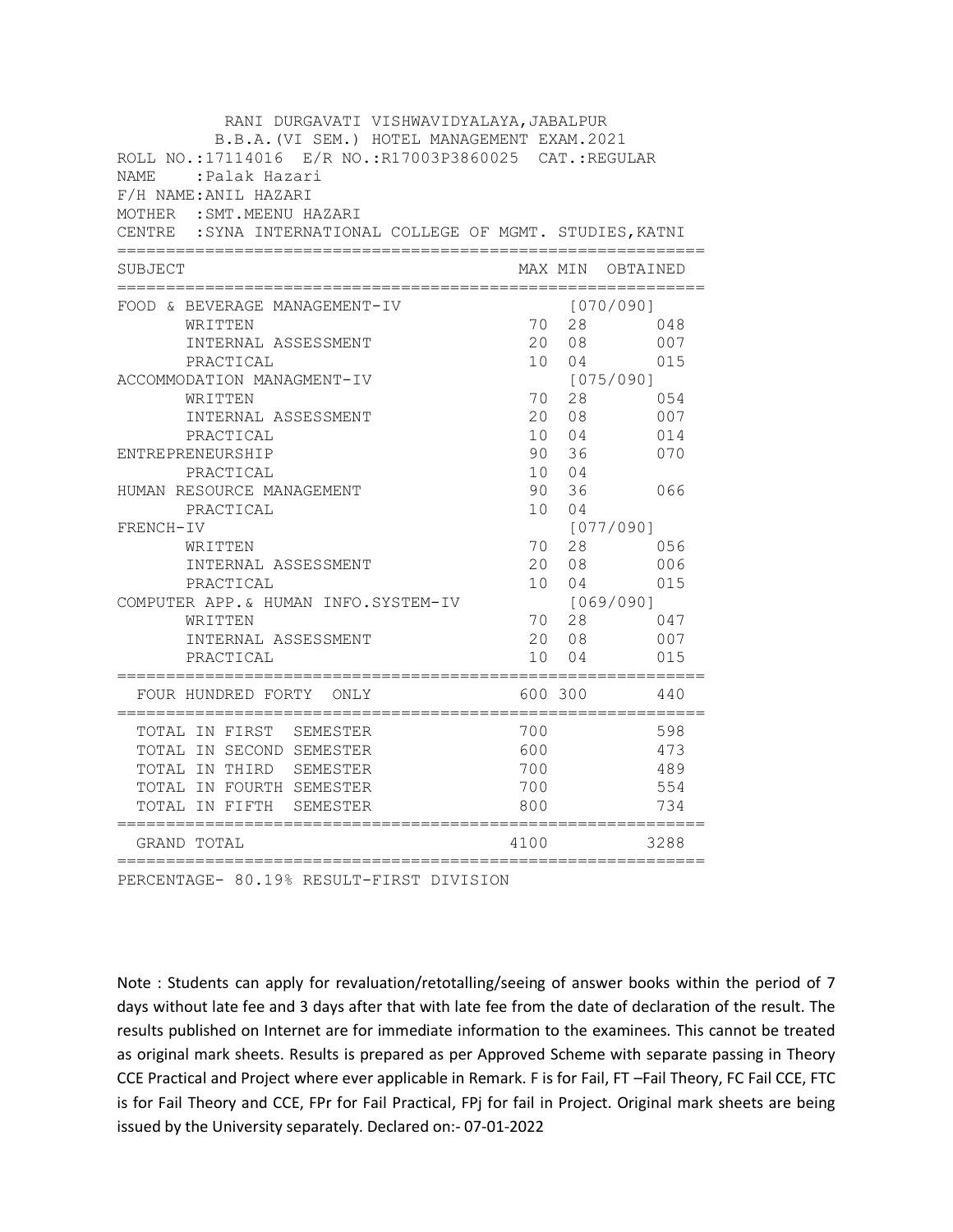RANI DURGAVATI VISHWAVIDYALAYA,JABALPUR

B.B.A.(VI SEM.) HOTEL MANAGEMENT EXAM.2021

ROLL NO.:17114016 E/R NO.:R17003P3860025 CAT.:REGULAR

NAME :Palak Hazari

F/H NAME:ANIL HAZARI

MOTHER :SMT.MEENU HAZARI

CENTRE :SYNA INTERNATIONAL COLLEGE OF MGMT. STUDIES,KATNI

| SUBJECT | MAX | MIN | OBTAINED |
|---|---|---|---|
| FOOD & BEVERAGE MANAGEMENT-IV | | | [070/090] |
| WRITTEN | 70 | 28 | 048 |
| INTERNAL ASSESSMENT | 20 | 08 | 007 |
| PRACTICAL | 10 | 04 | 015 |
| ACCOMMODATION MANAGMENT-IV | | | [075/090] |
| WRITTEN | 70 | 28 | 054 |
| INTERNAL ASSESSMENT | 20 | 08 | 007 |
| PRACTICAL | 10 | 04 | 014 |
| ENTREPRENEURSHIP | 90 | 36 | 070 |
| PRACTICAL | 10 | 04 | |
| HUMAN RESOURCE MANAGEMENT | 90 | 36 | 066 |
| PRACTICAL | 10 | 04 | |
| FRENCH-IV | | | [077/090] |
| WRITTEN | 70 | 28 | 056 |
| INTERNAL ASSESSMENT | 20 | 08 | 006 |
| PRACTICAL | 10 | 04 | 015 |
| COMPUTER APP.& HUMAN INFO.SYSTEM-IV | | | [069/090] |
| WRITTEN | 70 | 28 | 047 |
| INTERNAL ASSESSMENT | 20 | 08 | 007 |
| PRACTICAL | 10 | 04 | 015 |
| FOUR HUNDRED FORTY ONLY | 600 | 300 | 440 |
| TOTAL IN FIRST SEMESTER | 700 | | 598 |
| TOTAL IN SECOND SEMESTER | 600 | | 473 |
| TOTAL IN THIRD SEMESTER | 700 | | 489 |
| TOTAL IN FOURTH SEMESTER | 700 | | 554 |
| TOTAL IN FIFTH SEMESTER | 800 | | 734 |
| GRAND TOTAL | 4100 | | 3288 |

PERCENTAGE- 80.19% RESULT-FIRST DIVISION

Note : Students can apply for revaluation/retotalling/seeing of answer books within the period of 7 days without late fee and 3 days after that with late fee from the date of declaration of the result. The results published on Internet are for immediate information to the examinees. This cannot be treated as original mark sheets. Results is prepared as per Approved Scheme with separate passing in Theory CCE Practical and Project where ever applicable in Remark. F is for Fail, FT –Fail Theory, FC Fail CCE, FTC is for Fail Theory and CCE, FPr for Fail Practical, FPj for fail in Project. Original mark sheets are being issued by the University separately. Declared on:- 07-01-2022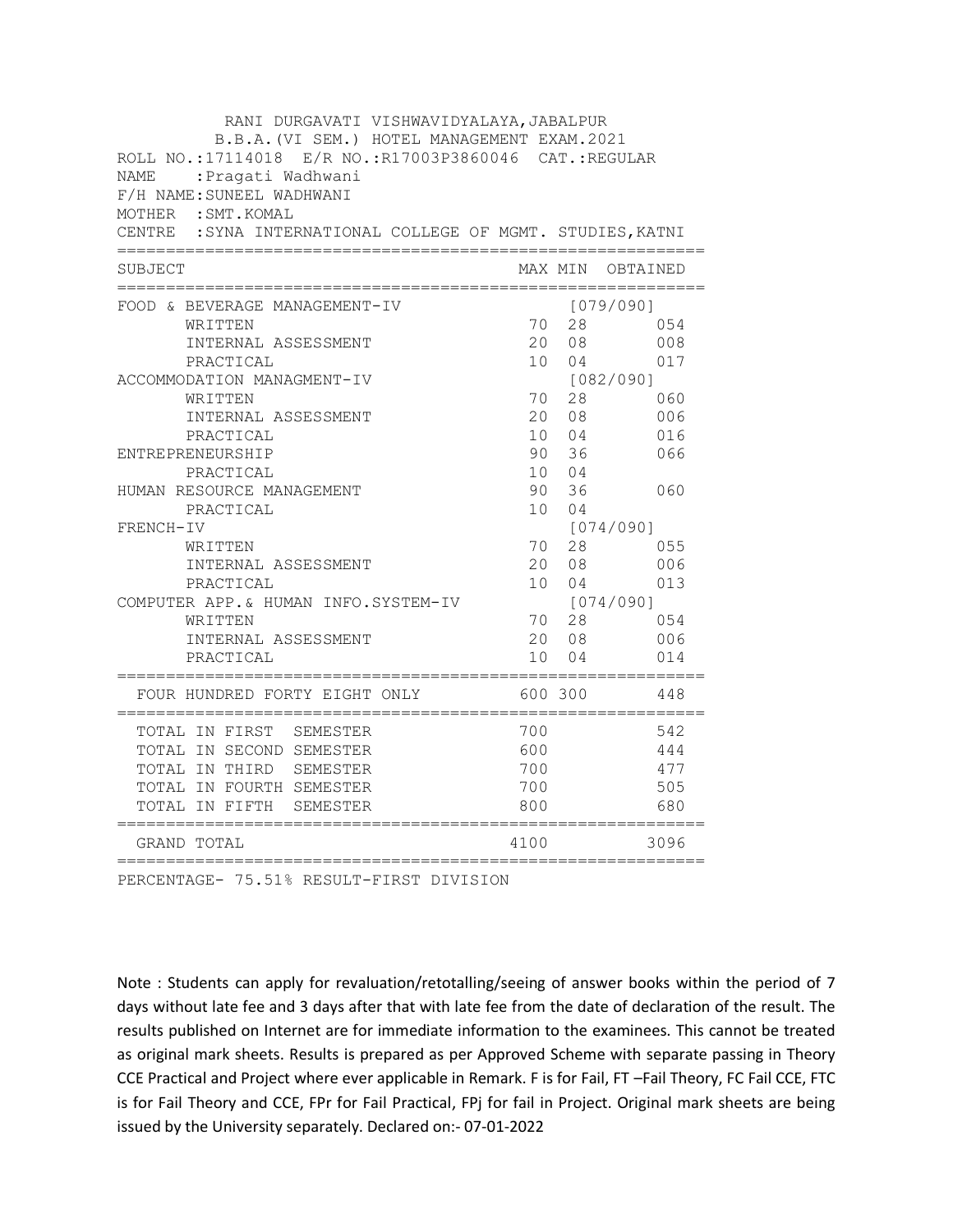RANI DURGAVATI VISHWAVIDYALAYA,JABALPUR

B.B.A.(VI SEM.) HOTEL MANAGEMENT EXAM.2021

ROLL NO.:17114018 E/R NO.:R17003P3860046 CAT.:REGULAR

NAME :Pragati Wadhwani

F/H NAME:SUNEEL WADHWANI

MOTHER :SMT.KOMAL

CENTRE :SYNA INTERNATIONAL COLLEGE OF MGMT. STUDIES,KATNI

| SUBJECT | MAX | MIN | OBTAINED |
|---|---|---|---|
| FOOD & BEVERAGE MANAGEMENT-IV | | | [079/090] |
| WRITTEN | 70 | 28 | 054 |
| INTERNAL ASSESSMENT | 20 | 08 | 008 |
| PRACTICAL | 10 | 04 | 017 |
| ACCOMMODATION MANAGMENT-IV | | | [082/090] |
| WRITTEN | 70 | 28 | 060 |
| INTERNAL ASSESSMENT | 20 | 08 | 006 |
| PRACTICAL | 10 | 04 | 016 |
| ENTREPRENEURSHIP | 90 | 36 | 066 |
| PRACTICAL | 10 | 04 | |
| HUMAN RESOURCE MANAGEMENT | 90 | 36 | 060 |
| PRACTICAL | 10 | 04 | |
| FRENCH-IV | | | [074/090] |
| WRITTEN | 70 | 28 | 055 |
| INTERNAL ASSESSMENT | 20 | 08 | 006 |
| PRACTICAL | 10 | 04 | 013 |
| COMPUTER APP.& HUMAN INFO.SYSTEM-IV | | | [074/090] |
| WRITTEN | 70 | 28 | 054 |
| INTERNAL ASSESSMENT | 20 | 08 | 006 |
| PRACTICAL | 10 | 04 | 014 |
| FOUR HUNDRED FORTY EIGHT ONLY | 600 | 300 | 448 |
| TOTAL IN FIRST SEMESTER | 700 | | 542 |
| TOTAL IN SECOND SEMESTER | 600 | | 444 |
| TOTAL IN THIRD SEMESTER | 700 | | 477 |
| TOTAL IN FOURTH SEMESTER | 700 | | 505 |
| TOTAL IN FIFTH SEMESTER | 800 | | 680 |
| GRAND TOTAL | 4100 | | 3096 |

PERCENTAGE- 75.51% RESULT-FIRST DIVISION

Note : Students can apply for revaluation/retotalling/seeing of answer books within the period of 7 days without late fee and 3 days after that with late fee from the date of declaration of the result. The results published on Internet are for immediate information to the examinees. This cannot be treated as original mark sheets. Results is prepared as per Approved Scheme with separate passing in Theory CCE Practical and Project where ever applicable in Remark. F is for Fail, FT –Fail Theory, FC Fail CCE, FTC is for Fail Theory and CCE, FPr for Fail Practical, FPj for fail in Project. Original mark sheets are being issued by the University separately. Declared on:- 07-01-2022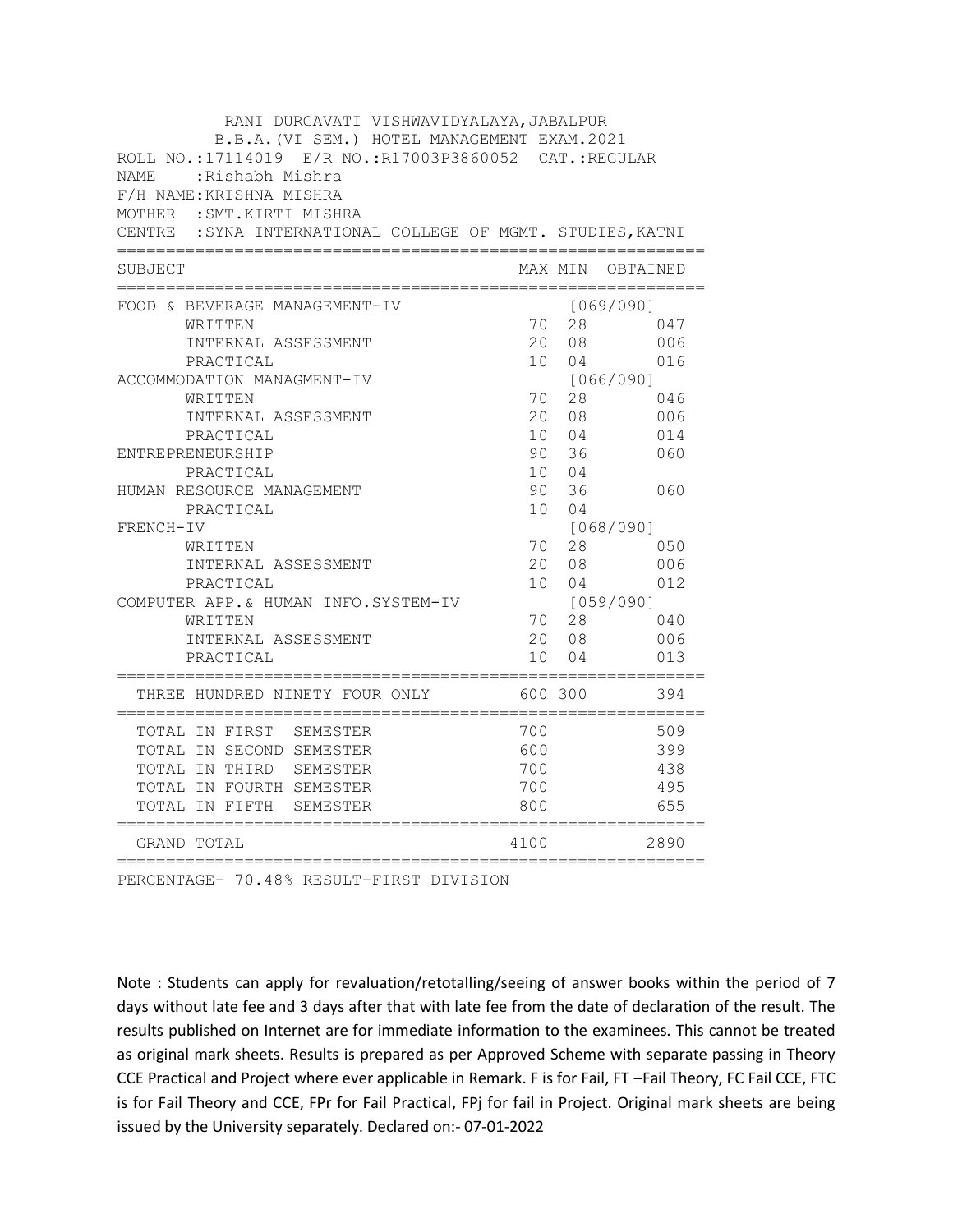RANI DURGAVATI VISHWAVIDYALAYA,JABALPUR
B.B.A.(VI SEM.) HOTEL MANAGEMENT EXAM.2021

ROLL NO.:17114019 E/R NO.:R17003P3860052 CAT.:REGULAR
NAME :Rishabh Mishra
F/H NAME:KRISHNA MISHRA
MOTHER :SMT.KIRTI MISHRA
CENTRE :SYNA INTERNATIONAL COLLEGE OF MGMT. STUDIES,KATNI

| SUBJECT | MAX | MIN | OBTAINED |
|---|---|---|---|
| FOOD & BEVERAGE MANAGEMENT-IV | | [069/090] | |
| WRITTEN | 70 | 28 | 047 |
| INTERNAL ASSESSMENT | 20 | 08 | 006 |
| PRACTICAL | 10 | 04 | 016 |
| ACCOMMODATION MANAGMENT-IV | | [066/090] | |
| WRITTEN | 70 | 28 | 046 |
| INTERNAL ASSESSMENT | 20 | 08 | 006 |
| PRACTICAL | 10 | 04 | 014 |
| ENTREPRENEURSHIP | 90 | 36 | 060 |
| PRACTICAL | 10 | 04 | |
| HUMAN RESOURCE MANAGEMENT | 90 | 36 | 060 |
| PRACTICAL | 10 | 04 | |
| FRENCH-IV | | [068/090] | |
| WRITTEN | 70 | 28 | 050 |
| INTERNAL ASSESSMENT | 20 | 08 | 006 |
| PRACTICAL | 10 | 04 | 012 |
| COMPUTER APP.& HUMAN INFO.SYSTEM-IV | | [059/090] | |
| WRITTEN | 70 | 28 | 040 |
| INTERNAL ASSESSMENT | 20 | 08 | 006 |
| PRACTICAL | 10 | 04 | 013 |
| THREE HUNDRED NINETY FOUR ONLY | 600 | 300 | 394 |
| TOTAL IN FIRST SEMESTER | 700 | | 509 |
| TOTAL IN SECOND SEMESTER | 600 | | 399 |
| TOTAL IN THIRD SEMESTER | 700 | | 438 |
| TOTAL IN FOURTH SEMESTER | 700 | | 495 |
| TOTAL IN FIFTH SEMESTER | 800 | | 655 |
| GRAND TOTAL | 4100 | | 2890 |

PERCENTAGE- 70.48% RESULT-FIRST DIVISION

Note : Students can apply for revaluation/retotalling/seeing of answer books within the period of 7 days without late fee and 3 days after that with late fee from the date of declaration of the result. The results published on Internet are for immediate information to the examinees. This cannot be treated as original mark sheets. Results is prepared as per Approved Scheme with separate passing in Theory CCE Practical and Project where ever applicable in Remark. F is for Fail, FT –Fail Theory, FC Fail CCE, FTC is for Fail Theory and CCE, FPr for Fail Practical, FPj for fail in Project. Original mark sheets are being issued by the University separately. Declared on:- 07-01-2022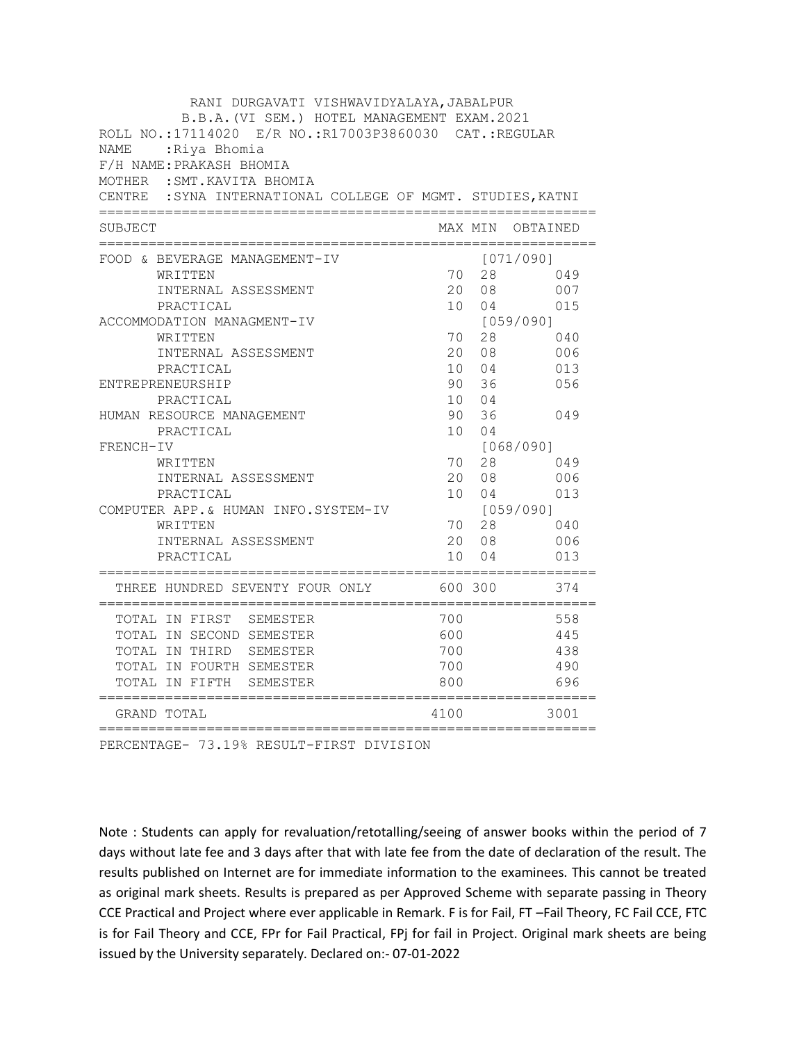RANI DURGAVATI VISHWAVIDYALAYA,JABALPUR

B.B.A.(VI SEM.) HOTEL MANAGEMENT EXAM.2021

ROLL NO.:17114020 E/R NO.:R17003P3860030 CAT.:REGULAR

NAME :Riya Bhomia

F/H NAME:PRAKASH BHOMIA

MOTHER :SMT.KAVITA BHOMIA

CENTRE :SYNA INTERNATIONAL COLLEGE OF MGMT. STUDIES,KATNI

| SUBJECT | MAX | MIN | OBTAINED |
|---|---|---|---|
| FOOD & BEVERAGE MANAGEMENT-IV | | | [071/090] |
| WRITTEN | 70 | 28 | 049 |
| INTERNAL ASSESSMENT | 20 | 08 | 007 |
| PRACTICAL | 10 | 04 | 015 |
| ACCOMMODATION MANAGMENT-IV | | | [059/090] |
| WRITTEN | 70 | 28 | 040 |
| INTERNAL ASSESSMENT | 20 | 08 | 006 |
| PRACTICAL | 10 | 04 | 013 |
| ENTREPRENEURSHIP | 90 | 36 | 056 |
| PRACTICAL | 10 | 04 | |
| HUMAN RESOURCE MANAGEMENT | 90 | 36 | 049 |
| PRACTICAL | 10 | 04 | |
| FRENCH-IV | | | [068/090] |
| WRITTEN | 70 | 28 | 049 |
| INTERNAL ASSESSMENT | 20 | 08 | 006 |
| PRACTICAL | 10 | 04 | 013 |
| COMPUTER APP.& HUMAN INFO.SYSTEM-IV | | | [059/090] |
| WRITTEN | 70 | 28 | 040 |
| INTERNAL ASSESSMENT | 20 | 08 | 006 |
| PRACTICAL | 10 | 04 | 013 |
| THREE HUNDRED SEVENTY FOUR ONLY | 600 | 300 | 374 |
| TOTAL IN FIRST SEMESTER | 700 | | 558 |
| TOTAL IN SECOND SEMESTER | 600 | | 445 |
| TOTAL IN THIRD SEMESTER | 700 | | 438 |
| TOTAL IN FOURTH SEMESTER | 700 | | 490 |
| TOTAL IN FIFTH SEMESTER | 800 | | 696 |
| GRAND TOTAL | 4100 | | 3001 |

PERCENTAGE- 73.19% RESULT-FIRST DIVISION

Note : Students can apply for revaluation/retotalling/seeing of answer books within the period of 7 days without late fee and 3 days after that with late fee from the date of declaration of the result. The results published on Internet are for immediate information to the examinees. This cannot be treated as original mark sheets. Results is prepared as per Approved Scheme with separate passing in Theory CCE Practical and Project where ever applicable in Remark. F is for Fail, FT –Fail Theory, FC Fail CCE, FTC is for Fail Theory and CCE, FPr for Fail Practical, FPj for fail in Project. Original mark sheets are being issued by the University separately. Declared on:- 07-01-2022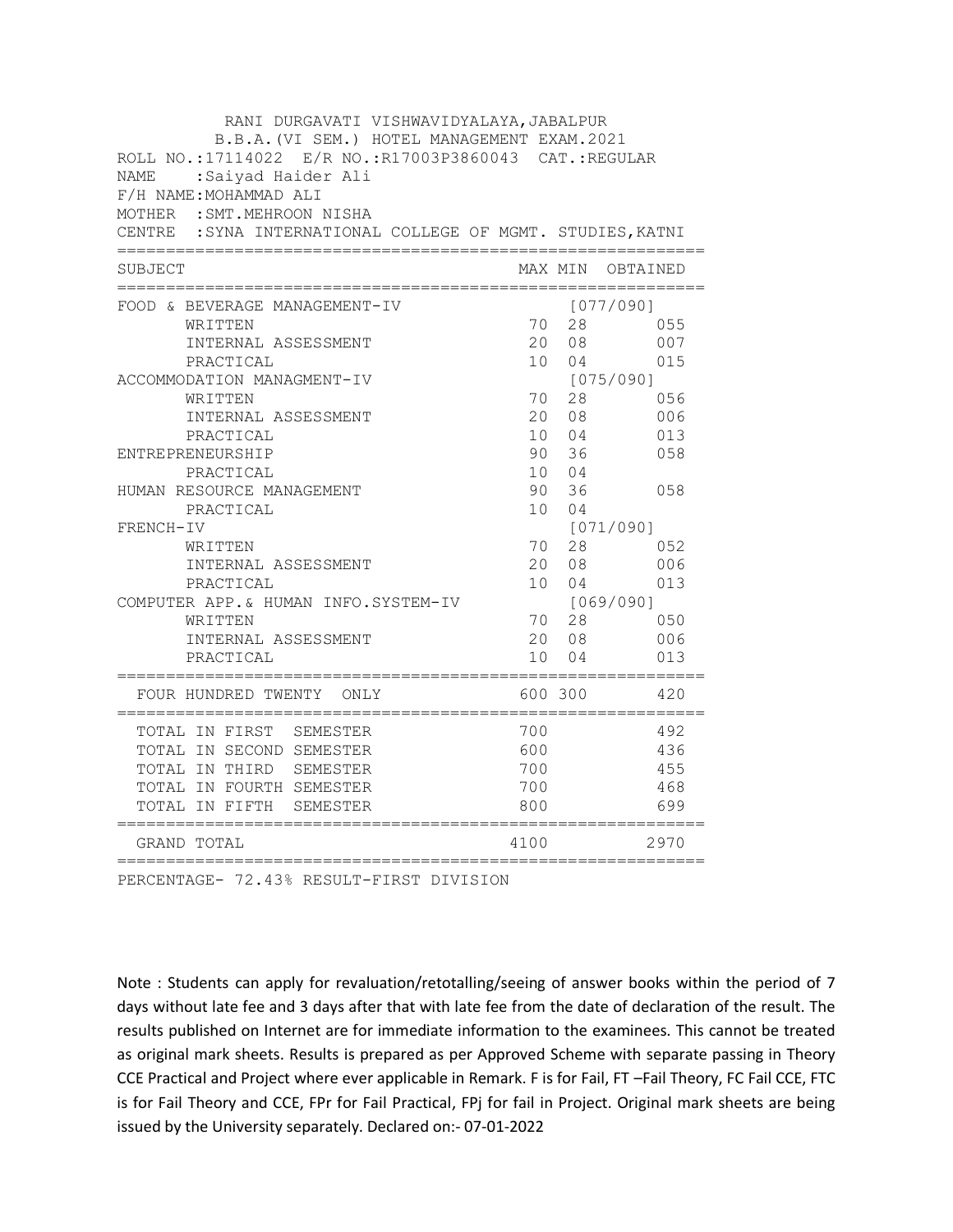RANI DURGAVATI VISHWAVIDYALAYA,JABALPUR

B.B.A.(VI SEM.) HOTEL MANAGEMENT EXAM.2021

ROLL NO.:17114022 E/R NO.:R17003P3860043 CAT.:REGULAR

NAME :Saiyad Haider Ali

F/H NAME:MOHAMMAD ALI

MOTHER :SMT.MEHROON NISHA

CENTRE :SYNA INTERNATIONAL COLLEGE OF MGMT. STUDIES,KATNI

| SUBJECT | MAX | MIN | OBTAINED |
|---|---|---|---|
| FOOD & BEVERAGE MANAGEMENT-IV | | [077/090] | |
| WRITTEN | 70 | 28 | 055 |
| INTERNAL ASSESSMENT | 20 | 08 | 007 |
| PRACTICAL | 10 | 04 | 015 |
| ACCOMMODATION MANAGMENT-IV | | [075/090] | |
| WRITTEN | 70 | 28 | 056 |
| INTERNAL ASSESSMENT | 20 | 08 | 006 |
| PRACTICAL | 10 | 04 | 013 |
| ENTREPRENEURSHIP | 90 | 36 | 058 |
| PRACTICAL | 10 | 04 | |
| HUMAN RESOURCE MANAGEMENT | 90 | 36 | 058 |
| PRACTICAL | 10 | 04 | |
| FRENCH-IV | | [071/090] | |
| WRITTEN | 70 | 28 | 052 |
| INTERNAL ASSESSMENT | 20 | 08 | 006 |
| PRACTICAL | 10 | 04 | 013 |
| COMPUTER APP.& HUMAN INFO.SYSTEM-IV | | [069/090] | |
| WRITTEN | 70 | 28 | 050 |
| INTERNAL ASSESSMENT | 20 | 08 | 006 |
| PRACTICAL | 10 | 04 | 013 |
| FOUR HUNDRED TWENTY ONLY | 600 | 300 | 420 |
| TOTAL IN FIRST SEMESTER | 700 | | 492 |
| TOTAL IN SECOND SEMESTER | 600 | | 436 |
| TOTAL IN THIRD SEMESTER | 700 | | 455 |
| TOTAL IN FOURTH SEMESTER | 700 | | 468 |
| TOTAL IN FIFTH SEMESTER | 800 | | 699 |
| GRAND TOTAL | 4100 | | 2970 |

PERCENTAGE- 72.43% RESULT-FIRST DIVISION

Note : Students can apply for revaluation/retotalling/seeing of answer books within the period of 7 days without late fee and 3 days after that with late fee from the date of declaration of the result. The results published on Internet are for immediate information to the examinees. This cannot be treated as original mark sheets. Results is prepared as per Approved Scheme with separate passing in Theory CCE Practical and Project where ever applicable in Remark. F is for Fail, FT –Fail Theory, FC Fail CCE, FTC is for Fail Theory and CCE, FPr for Fail Practical, FPj for fail in Project. Original mark sheets are being issued by the University separately. Declared on:- 07-01-2022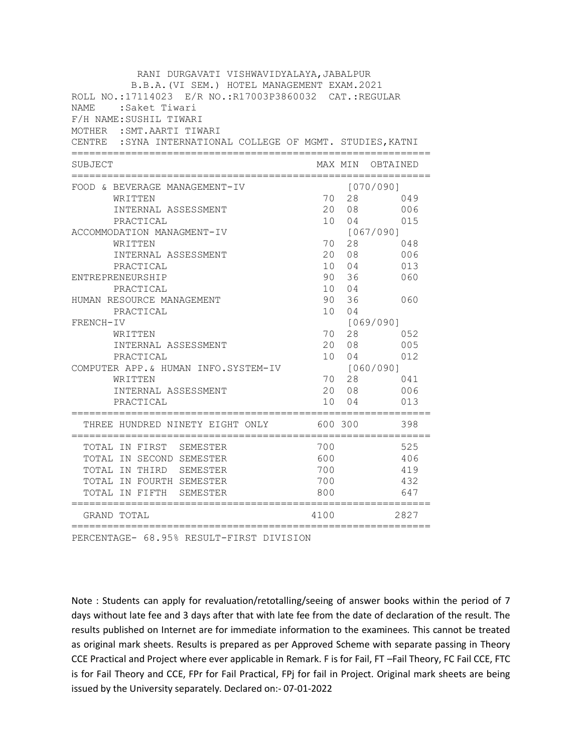RANI DURGAVATI VISHWAVIDYALAYA,JABALPUR

B.B.A.(VI SEM.) HOTEL MANAGEMENT EXAM.2021

ROLL NO.:17114023 E/R NO.:R17003P3860032 CAT.:REGULAR

NAME :Saket Tiwari

F/H NAME:SUSHIL TIWARI

MOTHER :SMT.AARTI TIWARI

CENTRE :SYNA INTERNATIONAL COLLEGE OF MGMT. STUDIES,KATNI

| SUBJECT | MAX | MIN | OBTAINED |
|---|---|---|---|
| FOOD & BEVERAGE MANAGEMENT-IV | | [070/090] | |
| WRITTEN | 70 | 28 | 049 |
| INTERNAL ASSESSMENT | 20 | 08 | 006 |
| PRACTICAL | 10 | 04 | 015 |
| ACCOMMODATION MANAGMENT-IV | | [067/090] | |
| WRITTEN | 70 | 28 | 048 |
| INTERNAL ASSESSMENT | 20 | 08 | 006 |
| PRACTICAL | 10 | 04 | 013 |
| ENTREPRENEURSHIP | 90 | 36 | 060 |
| PRACTICAL | 10 | 04 | |
| HUMAN RESOURCE MANAGEMENT | 90 | 36 | 060 |
| PRACTICAL | 10 | 04 | |
| FRENCH-IV | | [069/090] | |
| WRITTEN | 70 | 28 | 052 |
| INTERNAL ASSESSMENT | 20 | 08 | 005 |
| PRACTICAL | 10 | 04 | 012 |
| COMPUTER APP.& HUMAN INFO.SYSTEM-IV | | [060/090] | |
| WRITTEN | 70 | 28 | 041 |
| INTERNAL ASSESSMENT | 20 | 08 | 006 |
| PRACTICAL | 10 | 04 | 013 |
| THREE HUNDRED NINETY EIGHT ONLY | 600 | 300 | 398 |
| TOTAL IN FIRST SEMESTER | 700 | | 525 |
| TOTAL IN SECOND SEMESTER | 600 | | 406 |
| TOTAL IN THIRD SEMESTER | 700 | | 419 |
| TOTAL IN FOURTH SEMESTER | 700 | | 432 |
| TOTAL IN FIFTH SEMESTER | 800 | | 647 |
| GRAND TOTAL | 4100 | | 2827 |

PERCENTAGE- 68.95% RESULT-FIRST DIVISION

Note : Students can apply for revaluation/retotalling/seeing of answer books within the period of 7 days without late fee and 3 days after that with late fee from the date of declaration of the result. The results published on Internet are for immediate information to the examinees. This cannot be treated as original mark sheets. Results is prepared as per Approved Scheme with separate passing in Theory CCE Practical and Project where ever applicable in Remark. F is for Fail, FT –Fail Theory, FC Fail CCE, FTC is for Fail Theory and CCE, FPr for Fail Practical, FPj for fail in Project. Original mark sheets are being issued by the University separately. Declared on:- 07-01-2022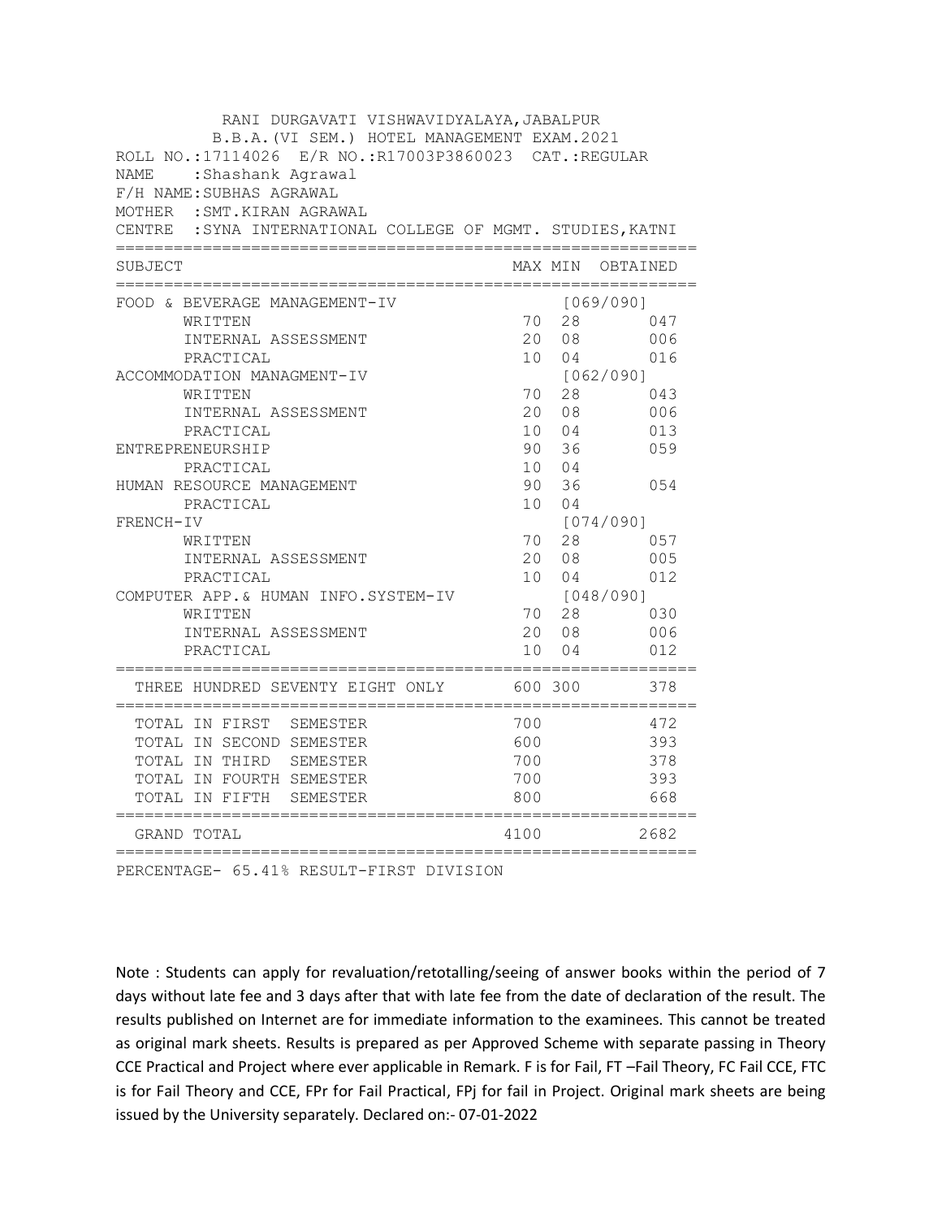RANI DURGAVATI VISHWAVIDYALAYA,JABALPUR

B.B.A.(VI SEM.) HOTEL MANAGEMENT EXAM.2021

ROLL NO.:17114026 E/R NO.:R17003P3860023 CAT.:REGULAR

NAME :Shashank Agrawal

F/H NAME:SUBHAS AGRAWAL

MOTHER :SMT.KIRAN AGRAWAL

CENTRE :SYNA INTERNATIONAL COLLEGE OF MGMT. STUDIES,KATNI

| SUBJECT | MAX | MIN | OBTAINED |
|---|---|---|---|
| FOOD & BEVERAGE MANAGEMENT-IV | | | [069/090] |
| WRITTEN | 70 | 28 | 047 |
| INTERNAL ASSESSMENT | 20 | 08 | 006 |
| PRACTICAL | 10 | 04 | 016 |
| ACCOMMODATION MANAGMENT-IV | | | [062/090] |
| WRITTEN | 70 | 28 | 043 |
| INTERNAL ASSESSMENT | 20 | 08 | 006 |
| PRACTICAL | 10 | 04 | 013 |
| ENTREPRENEURSHIP | 90 | 36 | 059 |
| PRACTICAL | 10 | 04 | |
| HUMAN RESOURCE MANAGEMENT | 90 | 36 | 054 |
| PRACTICAL | 10 | 04 | |
| FRENCH-IV | | | [074/090] |
| WRITTEN | 70 | 28 | 057 |
| INTERNAL ASSESSMENT | 20 | 08 | 005 |
| PRACTICAL | 10 | 04 | 012 |
| COMPUTER APP.& HUMAN INFO.SYSTEM-IV | | | [048/090] |
| WRITTEN | 70 | 28 | 030 |
| INTERNAL ASSESSMENT | 20 | 08 | 006 |
| PRACTICAL | 10 | 04 | 012 |
| THREE HUNDRED SEVENTY EIGHT ONLY | 600 | 300 | 378 |
| TOTAL IN FIRST SEMESTER | 700 | | 472 |
| TOTAL IN SECOND SEMESTER | 600 | | 393 |
| TOTAL IN THIRD SEMESTER | 700 | | 378 |
| TOTAL IN FOURTH SEMESTER | 700 | | 393 |
| TOTAL IN FIFTH SEMESTER | 800 | | 668 |
| GRAND TOTAL | 4100 | | 2682 |

PERCENTAGE- 65.41% RESULT-FIRST DIVISION

Note : Students can apply for revaluation/retotalling/seeing of answer books within the period of 7 days without late fee and 3 days after that with late fee from the date of declaration of the result. The results published on Internet are for immediate information to the examinees. This cannot be treated as original mark sheets. Results is prepared as per Approved Scheme with separate passing in Theory CCE Practical and Project where ever applicable in Remark. F is for Fail, FT –Fail Theory, FC Fail CCE, FTC is for Fail Theory and CCE, FPr for Fail Practical, FPj for fail in Project. Original mark sheets are being issued by the University separately. Declared on:- 07-01-2022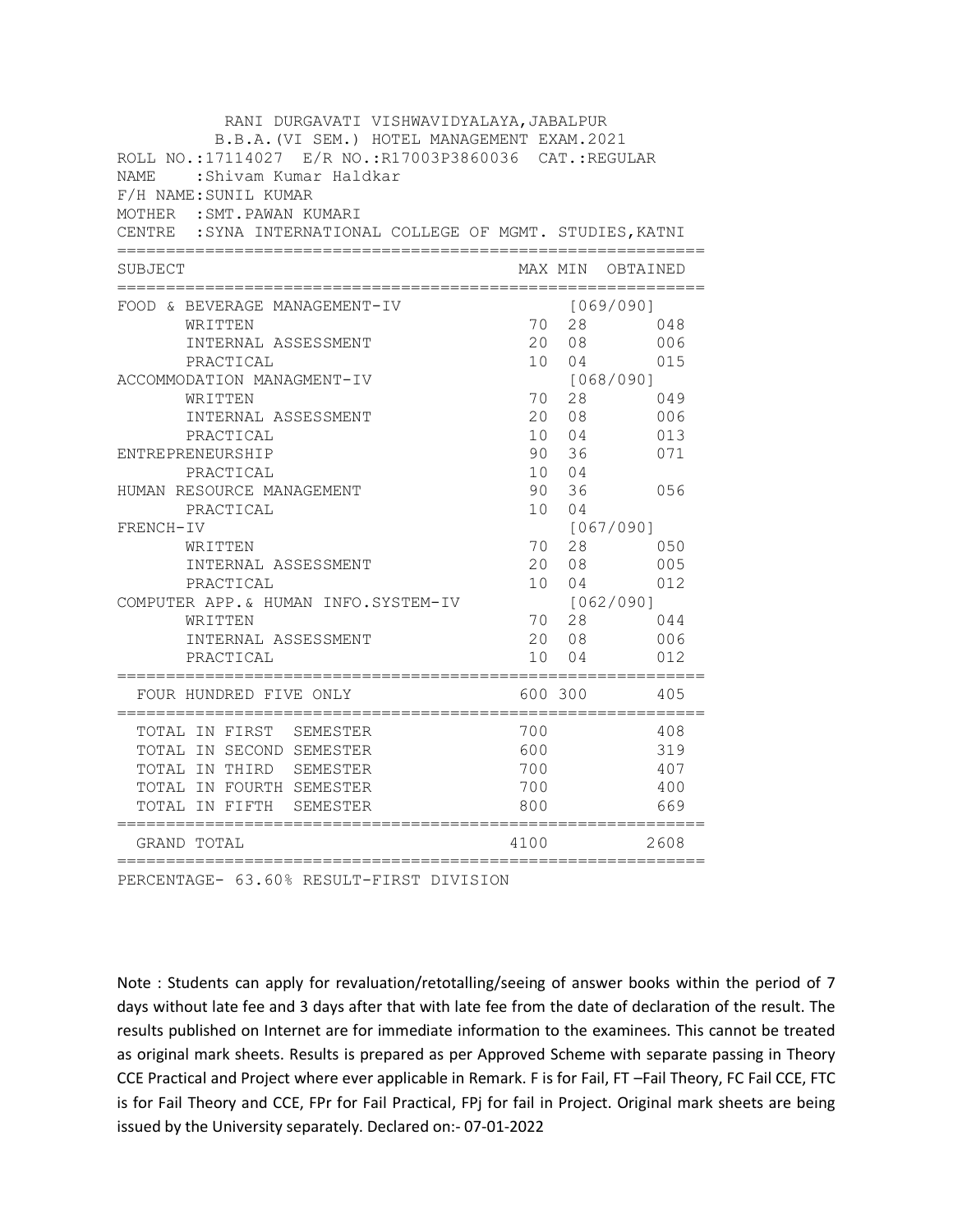RANI DURGAVATI VISHWAVIDYALAYA,JABALPUR
B.B.A.(VI SEM.) HOTEL MANAGEMENT EXAM.2021

ROLL NO.:17114027 E/R NO.:R17003P3860036 CAT.:REGULAR
NAME :Shivam Kumar Haldkar
F/H NAME:SUNIL KUMAR
MOTHER :SMT.PAWAN KUMARI
CENTRE :SYNA INTERNATIONAL COLLEGE OF MGMT. STUDIES,KATNI

| SUBJECT | MAX | MIN | OBTAINED |
|---|---|---|---|
| FOOD & BEVERAGE MANAGEMENT-IV | | | [069/090] |
| WRITTEN | 70 | 28 | 048 |
| INTERNAL ASSESSMENT | 20 | 08 | 006 |
| PRACTICAL | 10 | 04 | 015 |
| ACCOMMODATION MANAGMENT-IV | | | [068/090] |
| WRITTEN | 70 | 28 | 049 |
| INTERNAL ASSESSMENT | 20 | 08 | 006 |
| PRACTICAL | 10 | 04 | 013 |
| ENTREPRENEURSHIP | 90 | 36 | 071 |
| PRACTICAL | 10 | 04 | |
| HUMAN RESOURCE MANAGEMENT | 90 | 36 | 056 |
| PRACTICAL | 10 | 04 | |
| FRENCH-IV | | | [067/090] |
| WRITTEN | 70 | 28 | 050 |
| INTERNAL ASSESSMENT | 20 | 08 | 005 |
| PRACTICAL | 10 | 04 | 012 |
| COMPUTER APP.& HUMAN INFO.SYSTEM-IV | | | [062/090] |
| WRITTEN | 70 | 28 | 044 |
| INTERNAL ASSESSMENT | 20 | 08 | 006 |
| PRACTICAL | 10 | 04 | 012 |
| FOUR HUNDRED FIVE ONLY | 600 | 300 | 405 |
| TOTAL IN FIRST SEMESTER | 700 | | 408 |
| TOTAL IN SECOND SEMESTER | 600 | | 319 |
| TOTAL IN THIRD SEMESTER | 700 | | 407 |
| TOTAL IN FOURTH SEMESTER | 700 | | 400 |
| TOTAL IN FIFTH SEMESTER | 800 | | 669 |
| GRAND TOTAL | 4100 | | 2608 |

PERCENTAGE- 63.60% RESULT-FIRST DIVISION

Note : Students can apply for revaluation/retotalling/seeing of answer books within the period of 7 days without late fee and 3 days after that with late fee from the date of declaration of the result. The results published on Internet are for immediate information to the examinees. This cannot be treated as original mark sheets. Results is prepared as per Approved Scheme with separate passing in Theory CCE Practical and Project where ever applicable in Remark. F is for Fail, FT –Fail Theory, FC Fail CCE, FTC is for Fail Theory and CCE, FPr for Fail Practical, FPj for fail in Project. Original mark sheets are being issued by the University separately. Declared on:- 07-01-2022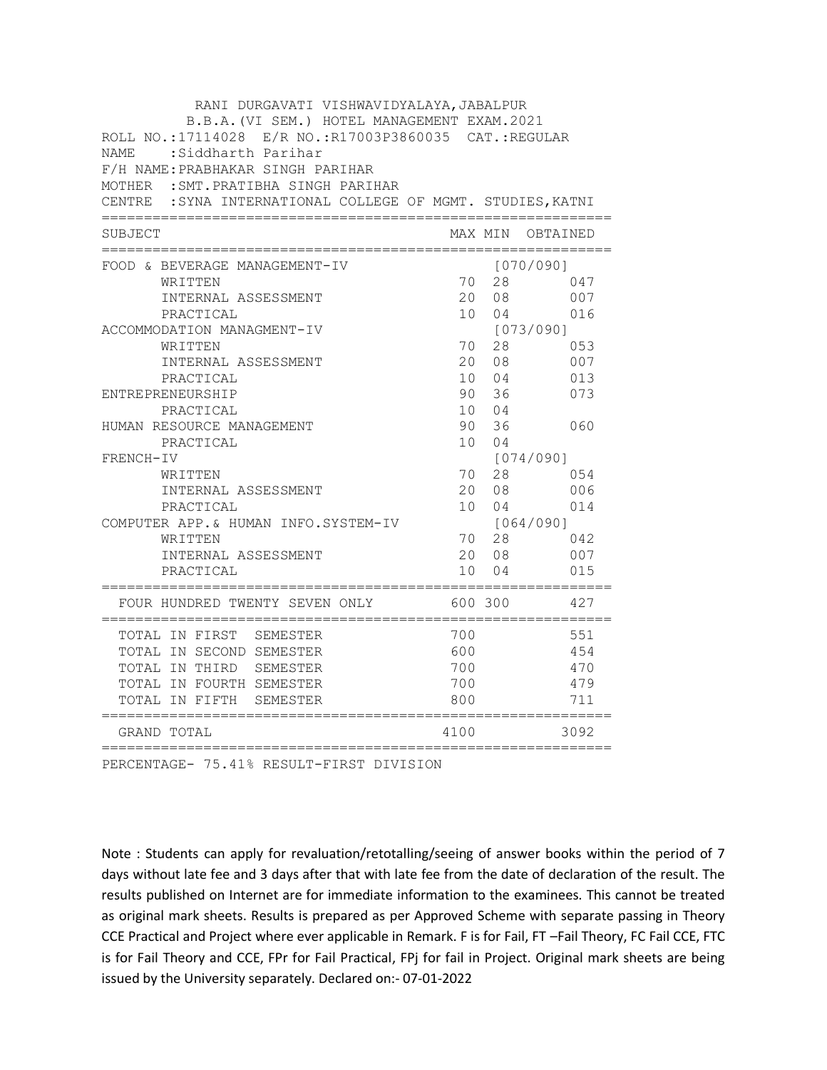RANI DURGAVATI VISHWAVIDYALAYA,JABALPUR

B.B.A.(VI SEM.) HOTEL MANAGEMENT EXAM.2021

ROLL NO.:17114028 E/R NO.:R17003P3860035 CAT.:REGULAR

NAME :Siddharth Parihar

F/H NAME:PRABHAKAR SINGH PARIHAR

MOTHER :SMT.PRATIBHA SINGH PARIHAR

CENTRE :SYNA INTERNATIONAL COLLEGE OF MGMT. STUDIES,KATNI

| SUBJECT | MAX | MIN | OBTAINED |
|---|---|---|---|
| FOOD & BEVERAGE MANAGEMENT-IV | | [070/090] | |
| WRITTEN | 70 | 28 | 047 |
| INTERNAL ASSESSMENT | 20 | 08 | 007 |
| PRACTICAL | 10 | 04 | 016 |
| ACCOMMODATION MANAGMENT-IV | | [073/090] | |
| WRITTEN | 70 | 28 | 053 |
| INTERNAL ASSESSMENT | 20 | 08 | 007 |
| PRACTICAL | 10 | 04 | 013 |
| ENTREPRENEURSHIP | 90 | 36 | 073 |
| PRACTICAL | 10 | 04 | |
| HUMAN RESOURCE MANAGEMENT | 90 | 36 | 060 |
| PRACTICAL | 10 | 04 | |
| FRENCH-IV | | [074/090] | |
| WRITTEN | 70 | 28 | 054 |
| INTERNAL ASSESSMENT | 20 | 08 | 006 |
| PRACTICAL | 10 | 04 | 014 |
| COMPUTER APP.& HUMAN INFO.SYSTEM-IV | | [064/090] | |
| WRITTEN | 70 | 28 | 042 |
| INTERNAL ASSESSMENT | 20 | 08 | 007 |
| PRACTICAL | 10 | 04 | 015 |
| FOUR HUNDRED TWENTY SEVEN ONLY | 600 | 300 | 427 |
| TOTAL IN FIRST SEMESTER | 700 | | 551 |
| TOTAL IN SECOND SEMESTER | 600 | | 454 |
| TOTAL IN THIRD SEMESTER | 700 | | 470 |
| TOTAL IN FOURTH SEMESTER | 700 | | 479 |
| TOTAL IN FIFTH SEMESTER | 800 | | 711 |
| GRAND TOTAL | 4100 | | 3092 |

PERCENTAGE- 75.41% RESULT-FIRST DIVISION

Note : Students can apply for revaluation/retotalling/seeing of answer books within the period of 7 days without late fee and 3 days after that with late fee from the date of declaration of the result. The results published on Internet are for immediate information to the examinees. This cannot be treated as original mark sheets. Results is prepared as per Approved Scheme with separate passing in Theory CCE Practical and Project where ever applicable in Remark. F is for Fail, FT –Fail Theory, FC Fail CCE, FTC is for Fail Theory and CCE, FPr for Fail Practical, FPj for fail in Project. Original mark sheets are being issued by the University separately. Declared on:- 07-01-2022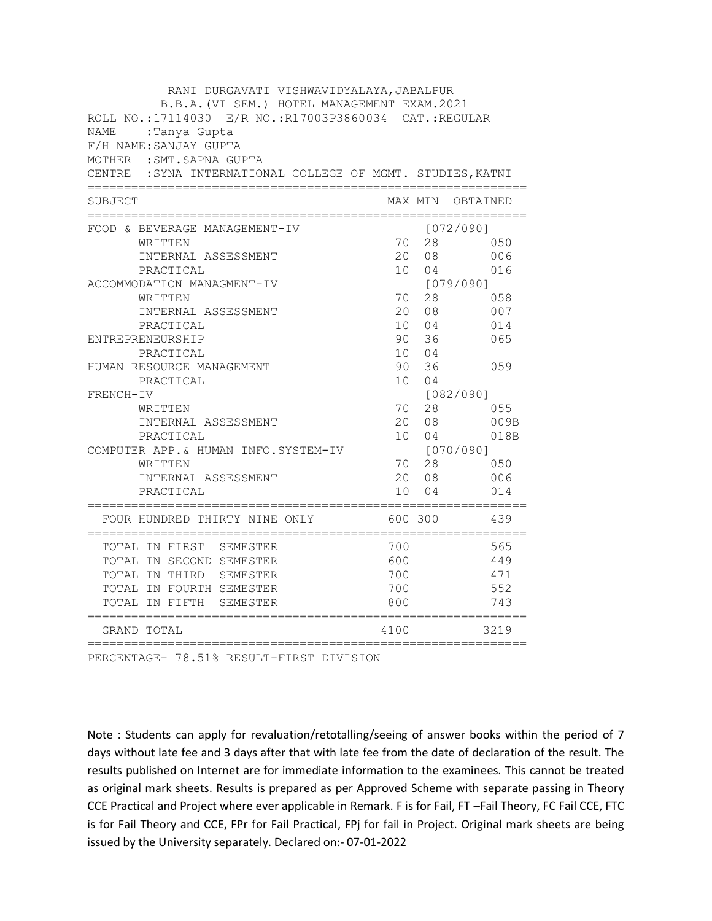RANI DURGAVATI VISHWAVIDYALAYA,JABALPUR

B.B.A.(VI SEM.) HOTEL MANAGEMENT EXAM.2021

ROLL NO.:17114030 E/R NO.:R17003P3860034 CAT.:REGULAR

NAME :Tanya Gupta

F/H NAME:SANJAY GUPTA

MOTHER :SMT.SAPNA GUPTA

CENTRE :SYNA INTERNATIONAL COLLEGE OF MGMT. STUDIES,KATNI

| SUBJECT | MAX | MIN | OBTAINED |
|---|---|---|---|
| FOOD & BEVERAGE MANAGEMENT-IV | | [072/090] | |
| WRITTEN | 70 | 28 | 050 |
| INTERNAL ASSESSMENT | 20 | 08 | 006 |
| PRACTICAL | 10 | 04 | 016 |
| ACCOMMODATION MANAGMENT-IV | | [079/090] | |
| WRITTEN | 70 | 28 | 058 |
| INTERNAL ASSESSMENT | 20 | 08 | 007 |
| PRACTICAL | 10 | 04 | 014 |
| ENTREPRENEURSHIP | 90 | 36 | 065 |
| PRACTICAL | 10 | 04 | |
| HUMAN RESOURCE MANAGEMENT | 90 | 36 | 059 |
| PRACTICAL | 10 | 04 | |
| FRENCH-IV | | [082/090] | |
| WRITTEN | 70 | 28 | 055 |
| INTERNAL ASSESSMENT | 20 | 08 | 009B |
| PRACTICAL | 10 | 04 | 018B |
| COMPUTER APP.& HUMAN INFO.SYSTEM-IV | | [070/090] | |
| WRITTEN | 70 | 28 | 050 |
| INTERNAL ASSESSMENT | 20 | 08 | 006 |
| PRACTICAL | 10 | 04 | 014 |
| FOUR HUNDRED THIRTY NINE ONLY | 600 | 300 | 439 |
| TOTAL IN FIRST SEMESTER | 700 | | 565 |
| TOTAL IN SECOND SEMESTER | 600 | | 449 |
| TOTAL IN THIRD SEMESTER | 700 | | 471 |
| TOTAL IN FOURTH SEMESTER | 700 | | 552 |
| TOTAL IN FIFTH SEMESTER | 800 | | 743 |
| GRAND TOTAL | 4100 | | 3219 |

PERCENTAGE- 78.51% RESULT-FIRST DIVISION

Note : Students can apply for revaluation/retotalling/seeing of answer books within the period of 7 days without late fee and 3 days after that with late fee from the date of declaration of the result. The results published on Internet are for immediate information to the examinees. This cannot be treated as original mark sheets. Results is prepared as per Approved Scheme with separate passing in Theory CCE Practical and Project where ever applicable in Remark. F is for Fail, FT –Fail Theory, FC Fail CCE, FTC is for Fail Theory and CCE, FPr for Fail Practical, FPj for fail in Project. Original mark sheets are being issued by the University separately. Declared on:- 07-01-2022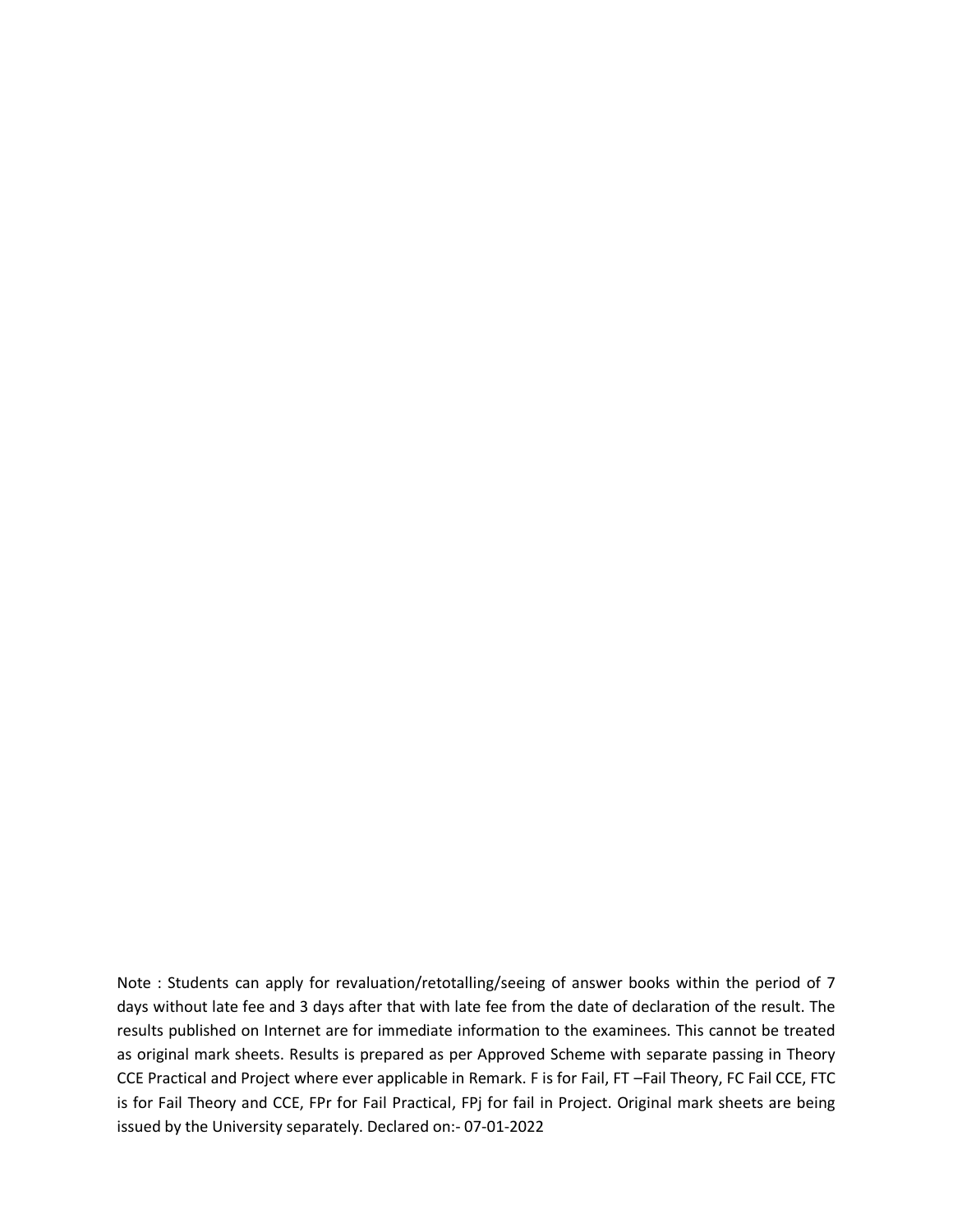Note : Students can apply for revaluation/retotalling/seeing of answer books within the period of 7 days without late fee and 3 days after that with late fee from the date of declaration of the result. The results published on Internet are for immediate information to the examinees. This cannot be treated as original mark sheets. Results is prepared as per Approved Scheme with separate passing in Theory CCE Practical and Project where ever applicable in Remark. F is for Fail, FT –Fail Theory, FC Fail CCE, FTC is for Fail Theory and CCE, FPr for Fail Practical, FPj for fail in Project. Original mark sheets are being issued by the University separately. Declared on:- 07-01-2022